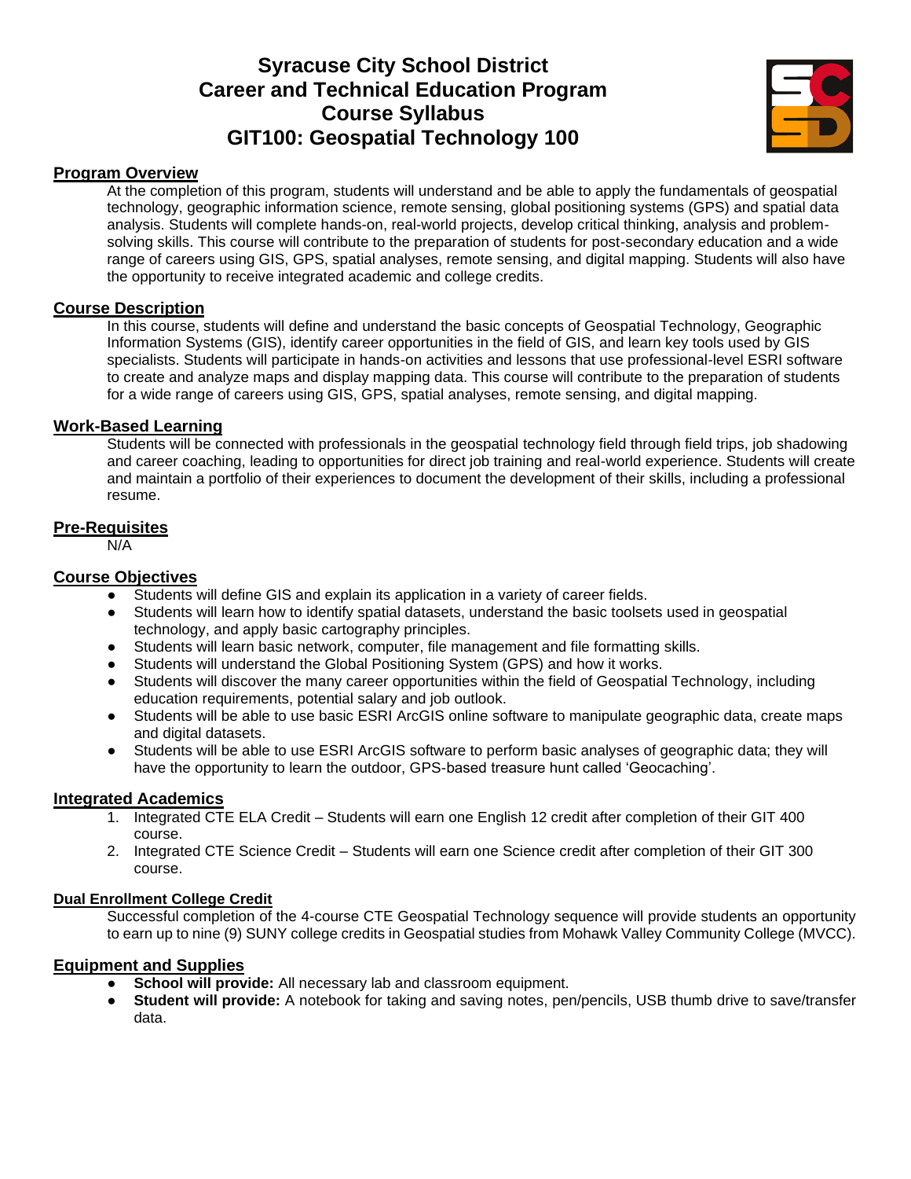# Syracuse City School District
# Career and Technical Education Program
# Course Syllabus
# GIT100: Geospatial Technology 100

## Program Overview

At the completion of this program, students will understand and be able to apply the fundamentals of geospatial technology, geographic information science, remote sensing, global positioning systems (GPS) and spatial data analysis. Students will complete hands-on, real-world projects, develop critical thinking, analysis and problem-solving skills. This course will contribute to the preparation of students for post-secondary education and a wide range of careers using GIS, GPS, spatial analyses, remote sensing, and digital mapping. Students will also have the opportunity to receive integrated academic and college credits.

## Course Description

In this course, students will define and understand the basic concepts of Geospatial Technology, Geographic Information Systems (GIS), identify career opportunities in the field of GIS, and learn key tools used by GIS specialists. Students will participate in hands-on activities and lessons that use professional-level ESRI software to create and analyze maps and display mapping data. This course will contribute to the preparation of students for a wide range of careers using GIS, GPS, spatial analyses, remote sensing, and digital mapping.

## Work-Based Learning

Students will be connected with professionals in the geospatial technology field through field trips, job shadowing and career coaching, leading to opportunities for direct job training and real-world experience. Students will create and maintain a portfolio of their experiences to document the development of their skills, including a professional resume.

## Pre-Requisites

N/A

## Course Objectives

- Students will define GIS and explain its application in a variety of career fields.
- Students will learn how to identify spatial datasets, understand the basic toolsets used in geospatial technology, and apply basic cartography principles.
- Students will learn basic network, computer, file management and file formatting skills.
- Students will understand the Global Positioning System (GPS) and how it works.
- Students will discover the many career opportunities within the field of Geospatial Technology, including education requirements, potential salary and job outlook.
- Students will be able to use basic ESRI ArcGIS online software to manipulate geographic data, create maps and digital datasets.
- Students will be able to use ESRI ArcGIS software to perform basic analyses of geographic data; they will have the opportunity to learn the outdoor, GPS-based treasure hunt called 'Geocaching'.

## Integrated Academics

1. Integrated CTE ELA Credit – Students will earn one English 12 credit after completion of their GIT 400 course.
2. Integrated CTE Science Credit – Students will earn one Science credit after completion of their GIT 300 course.

### Dual Enrollment College Credit

Successful completion of the 4-course CTE Geospatial Technology sequence will provide students an opportunity to earn up to nine (9) SUNY college credits in Geospatial studies from Mohawk Valley Community College (MVCC).

## Equipment and Supplies

- **School will provide:** All necessary lab and classroom equipment.
- **Student will provide:** A notebook for taking and saving notes, pen/pencils, USB thumb drive to save/transfer data.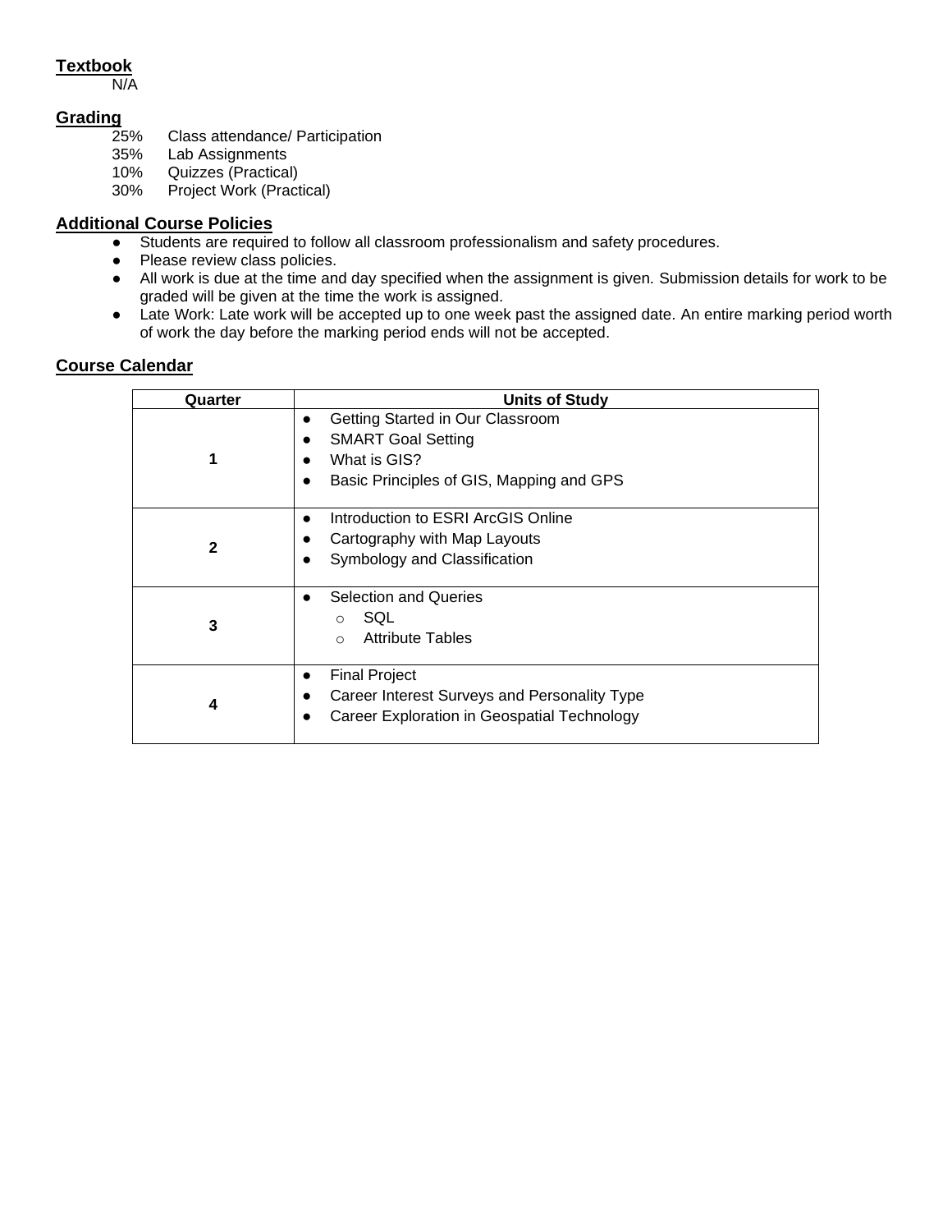## Textbook

N/A

## Grading

- 25% Class attendance/ Participation
- 35% Lab Assignments
- 10% Quizzes (Practical)
- 30% Project Work (Practical)

## Additional Course Policies

- Students are required to follow all classroom professionalism and safety procedures.
- Please review class policies.
- All work is due at the time and day specified when the assignment is given. Submission details for work to be graded will be given at the time the work is assigned.
- Late Work: Late work will be accepted up to one week past the assigned date. An entire marking period worth of work the day before the marking period ends will not be accepted.

## Course Calendar

| Quarter | Units of Study |
|---|---|
| 1 | • Getting Started in Our Classroom<br>• SMART Goal Setting<br>• What is GIS?<br>• Basic Principles of GIS, Mapping and GPS |
| 2 | • Introduction to ESRI ArcGIS Online<br>• Cartography with Map Layouts<br>• Symbology and Classification |
| 3 | • Selection and Queries<br>&nbsp;&nbsp;○ SQL<br>&nbsp;&nbsp;○ Attribute Tables |
| 4 | • Final Project<br>• Career Interest Surveys and Personality Type<br>• Career Exploration in Geospatial Technology |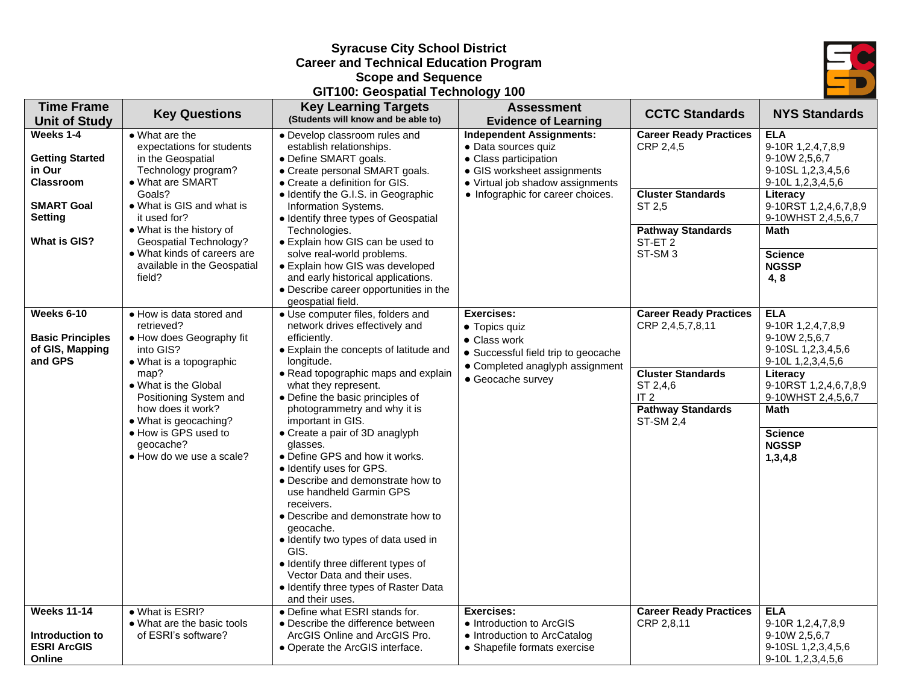**Syracuse City School District**
**Career and Technical Education Program**
**Scope and Sequence**
**GIT100: Geospatial Technology 100**

| Time Frame Unit of Study | Key Questions | Key Learning Targets (Students will know and be able to) | Assessment Evidence of Learning | CCTC Standards | NYS Standards |
|---|---|---|---|---|---|
| **Weeks 1-4**<br><br>**Getting Started in Our Classroom**<br><br>**SMART Goal Setting**<br><br>**What is GIS?** | • What are the expectations for students in the Geospatial Technology program?<br>• What are SMART Goals?<br>• What is GIS and what is it used for?<br>• What is the history of Geospatial Technology?<br>• What kinds of careers are available in the Geospatial field? | • Develop classroom rules and establish relationships.<br>• Define SMART goals.<br>• Create personal SMART goals.<br>• Create a definition for GIS.<br>• Identify the G.I.S. in Geographic Information Systems.<br>• Identify three types of Geospatial Technologies.<br>• Explain how GIS can be used to solve real-world problems.<br>• Explain how GIS was developed and early historical applications.<br>• Describe career opportunities in the geospatial field. | **Independent Assignments:**<br>• Data sources quiz<br>• Class participation<br>• GIS worksheet assignments<br>• Virtual job shadow assignments<br>• Infographic for career choices. | **Career Ready Practices**<br>CRP 2,4,5<br><br>**Cluster Standards**<br>ST 2,5<br><br>**Pathway Standards**<br>ST-ET 2<br>ST-SM 3 | **ELA**<br>9-10R 1,2,4,7,8,9<br>9-10W 2,5,6,7<br>9-10SL 1,2,3,4,5,6<br>9-10L 1,2,3,4,5,6<br>**Literacy**<br>9-10RST 1,2,4,6,7,8,9<br>9-10WHST 2,4,5,6,7<br>**Math**<br><br>**Science**<br>**NGSSP**<br>**4, 8** |
| **Weeks 6-10**<br><br>**Basic Principles of GIS, Mapping and GPS** | • How is data stored and retrieved?<br>• How does Geography fit into GIS?<br>• What is a topographic map?<br>• What is the Global Positioning System and how does it work?<br>• What is geocaching?<br>• How is GPS used to geocache?<br>• How do we use a scale? | • Use computer files, folders and network drives effectively and efficiently.<br>• Explain the concepts of latitude and longitude.<br>• Read topographic maps and explain what they represent.<br>• Define the basic principles of photogrammetry and why it is important in GIS.<br>• Create a pair of 3D anaglyph glasses.<br>• Define GPS and how it works.<br>• Identify uses for GPS.<br>• Describe and demonstrate how to use handheld Garmin GPS receivers.<br>• Describe and demonstrate how to geocache.<br>• Identify two types of data used in GIS.<br>• Identify three different types of Vector Data and their uses.<br>• Identify three types of Raster Data and their uses. | **Exercises:**<br>• Topics quiz<br>• Class work<br>• Successful field trip to geocache<br>• Completed anaglyph assignment<br>• Geocache survey | **Career Ready Practices**<br>CRP 2,4,5,7,8,11<br><br>**Cluster Standards**<br>ST 2,4,6<br>IT 2<br>**Pathway Standards**<br>ST-SM 2,4 | **ELA**<br>9-10R 1,2,4,7,8,9<br>9-10W 2,5,6,7<br>9-10SL 1,2,3,4,5,6<br>9-10L 1,2,3,4,5,6<br>**Literacy**<br>9-10RST 1,2,4,6,7,8,9<br>9-10WHST 2,4,5,6,7<br>**Math**<br><br>**Science**<br>**NGSSP**<br>**1,3,4,8** |
| **Weeks 11-14**<br><br>**Introduction to ESRI ArcGIS Online** | • What is ESRI?<br>• What are the basic tools of ESRI's software? | • Define what ESRI stands for.<br>• Describe the difference between ArcGIS Online and ArcGIS Pro.<br>• Operate the ArcGIS interface. | **Exercises:**<br>• Introduction to ArcGIS<br>• Introduction to ArcCatalog<br>• Shapefile formats exercise | **Career Ready Practices**<br>CRP 2,8,11 | **ELA**<br>9-10R 1,2,4,7,8,9<br>9-10W 2,5,6,7<br>9-10SL 1,2,3,4,5,6<br>9-10L 1,2,3,4,5,6 |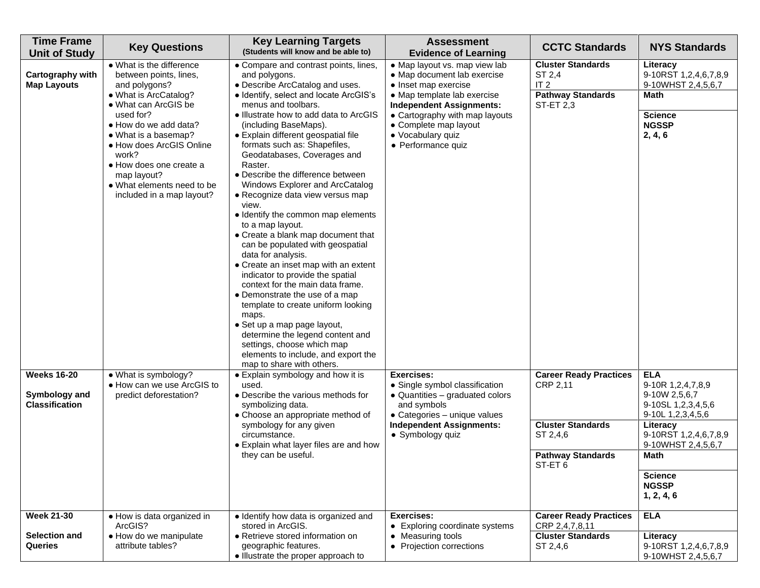| Time Frame Unit of Study | Key Questions | Key Learning Targets (Students will know and be able to) | Assessment Evidence of Learning | CCTC Standards | NYS Standards |
|---|---|---|---|---|---|
| **Cartography with Map Layouts** | • What is the difference between points, lines, and polygons?<br>• What is ArcCatalog?<br>• What can ArcGIS be used for?<br>• How do we add data?<br>• What is a basemap?<br>• How does ArcGIS Online work?<br>• How does one create a map layout?<br>• What elements need to be included in a map layout? | • Compare and contrast points, lines, and polygons.<br>• Describe ArcCatalog and uses.<br>• Identify, select and locate ArcGIS's menus and toolbars.<br>• Illustrate how to add data to ArcGIS (including BaseMaps).<br>• Explain different geospatial file formats such as: Shapefiles, Geodatabases, Coverages and Raster.<br>• Describe the difference between Windows Explorer and ArcCatalog<br>• Recognize data view versus map view.<br>• Identify the common map elements to a map layout.<br>• Create a blank map document that can be populated with geospatial data for analysis.<br>• Create an inset map with an extent indicator to provide the spatial context for the main data frame.<br>• Demonstrate the use of a map template to create uniform looking maps.<br>• Set up a map page layout, determine the legend content and settings, choose which map elements to include, and export the map to share with others. | • Map layout vs. map view lab<br>• Map document lab exercise<br>• Inset map exercise<br>• Map template lab exercise<br>**Independent Assignments:**<br>• Cartography with map layouts<br>• Complete map layout<br>• Vocabulary quiz<br>• Performance quiz | **Cluster Standards**<br>ST 2,4<br>IT 2<br>**Pathway Standards**<br>ST-ET 2,3 | **Literacy**<br>9-10RST 1,2,4,6,7,8,9<br>9-10WHST 2,4,5,6,7<br>**Math**<br>**Science NGSSP 2, 4, 6** |
| **Weeks 16-20**<br><br>**Symbology and Classification** | • What is symbology?<br>• How can we use ArcGIS to predict deforestation? | • Explain symbology and how it is used.<br>• Describe the various methods for symbolizing data.<br>• Choose an appropriate method of symbology for any given circumstance.<br>• Explain what layer files are and how they can be useful. | **Exercises:**<br>• Single symbol classification<br>• Quantities – graduated colors and symbols<br>• Categories – unique values<br>**Independent Assignments:**<br>• Symbology quiz | **Career Ready Practices**<br>CRP 2,11<br>**Cluster Standards**<br>ST 2,4,6<br>**Pathway Standards**<br>ST-ET 6 | **ELA**<br>9-10R 1,2,4,7,8,9<br>9-10W 2,5,6,7<br>9-10SL 1,2,3,4,5,6<br>9-10L 1,2,3,4,5,6<br>**Literacy**<br>9-10RST 1,2,4,6,7,8,9<br>9-10WHST 2,4,5,6,7<br>**Math**<br>**Science NGSSP 1, 2, 4, 6** |
| **Week 21-30**<br><br>**Selection and Queries** | • How is data organized in ArcGIS?<br>• How do we manipulate attribute tables? | • Identify how data is organized and stored in ArcGIS.<br>• Retrieve stored information on geographic features.<br>• Illustrate the proper approach to | **Exercises:**<br>• Exploring coordinate systems<br>• Measuring tools<br>• Projection corrections | **Career Ready Practices**<br>CRP 2,4,7,8,11<br>**Cluster Standards**<br>ST 2,4,6 | **ELA**<br>**Literacy**<br>9-10RST 1,2,4,6,7,8,9<br>9-10WHST 2,4,5,6,7 |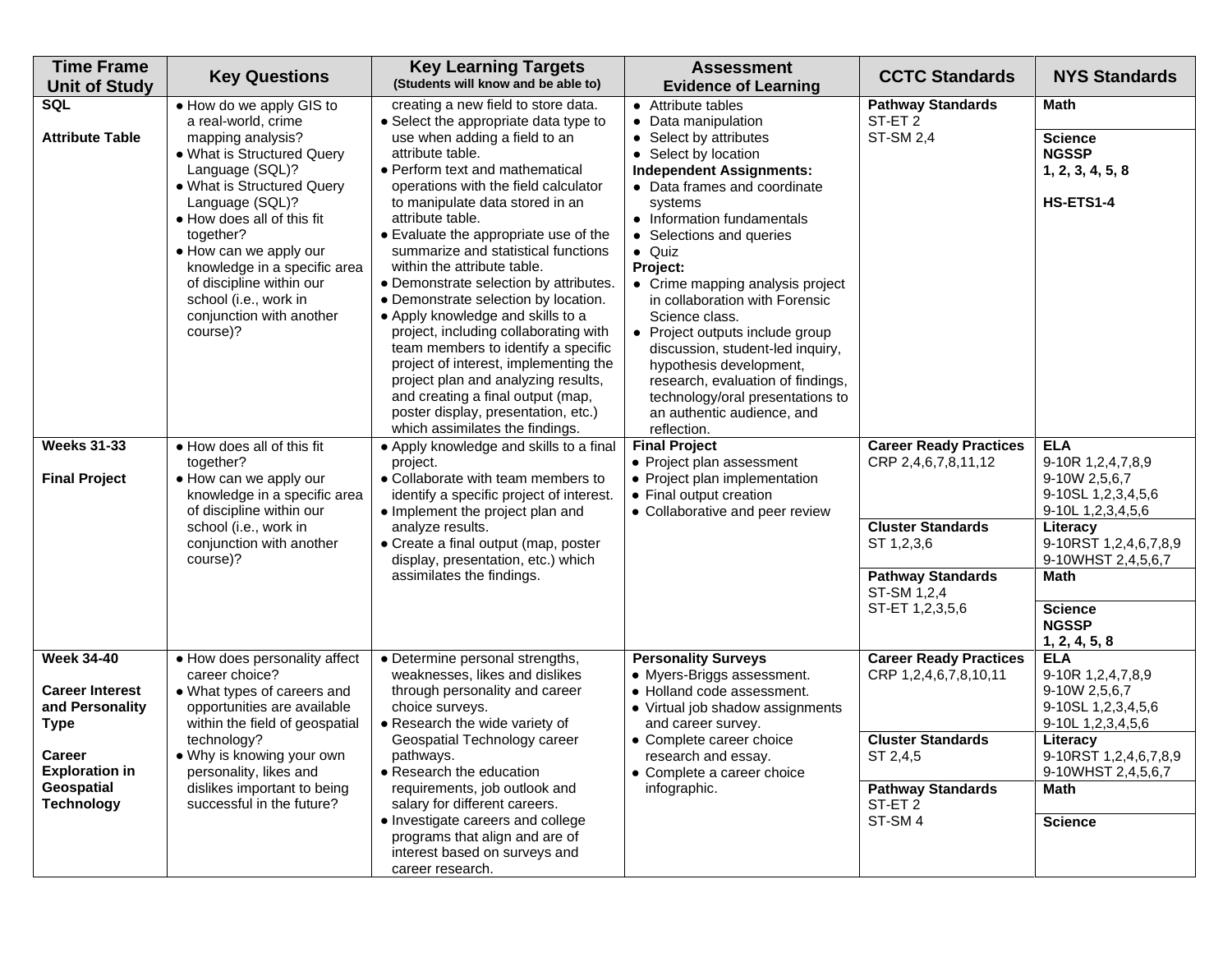| Time Frame Unit of Study | Key Questions | Key Learning Targets (Students will know and be able to) | Assessment Evidence of Learning | CCTC Standards | NYS Standards |
|---|---|---|---|---|---|
| **SQL**<br><br>**Attribute Table** | • How do we apply GIS to a real-world, crime mapping analysis?<br>• What is Structured Query Language (SQL)?<br>• What is Structured Query Language (SQL)?<br>• How does all of this fit together?<br>• How can we apply our knowledge in a specific area of discipline within our school (i.e., work in conjunction with another course)? | creating a new field to store data.<br>• Select the appropriate data type to use when adding a field to an attribute table.<br>• Perform text and mathematical operations with the field calculator to manipulate data stored in an attribute table.<br>• Evaluate the appropriate use of the summarize and statistical functions within the attribute table.<br>• Demonstrate selection by attributes.<br>• Demonstrate selection by location.<br>• Apply knowledge and skills to a project, including collaborating with team members to identify a specific project of interest, implementing the project plan and analyzing results, and creating a final output (map, poster display, presentation, etc.) which assimilates the findings. | • Attribute tables<br>• Data manipulation<br>• Select by attributes<br>• Select by location<br>**Independent Assignments:**<br>• Data frames and coordinate systems<br>• Information fundamentals<br>• Selections and queries<br>• Quiz<br>**Project:**<br>• Crime mapping analysis project in collaboration with Forensic Science class.<br>• Project outputs include group discussion, student-led inquiry, hypothesis development, research, evaluation of findings, technology/oral presentations to an authentic audience, and reflection. | **Pathway Standards**<br>ST-ET 2<br>ST-SM 2,4 | **Math**<br><br>**Science**<br>**NGSSP**<br>**1, 2, 3, 4, 5, 8**<br><br>**HS-ETS1-4** |
| **Weeks 31-33**<br><br>**Final Project** | • How does all of this fit together?<br>• How can we apply our knowledge in a specific area of discipline within our school (i.e., work in conjunction with another course)? | • Apply knowledge and skills to a final project.<br>• Collaborate with team members to identify a specific project of interest.<br>• Implement the project plan and analyze results.<br>• Create a final output (map, poster display, presentation, etc.) which assimilates the findings. | **Final Project**<br>• Project plan assessment<br>• Project plan implementation<br>• Final output creation<br>• Collaborative and peer review | **Career Ready Practices**<br>CRP 2,4,6,7,8,11,12<br><br>**Cluster Standards**<br>ST 1,2,3,6<br><br>**Pathway Standards**<br>ST-SM 1,2,4<br>ST-ET 1,2,3,5,6 | **ELA**<br>9-10R 1,2,4,7,8,9<br>9-10W 2,5,6,7<br>9-10SL 1,2,3,4,5,6<br>9-10L 1,2,3,4,5,6<br><br>**Literacy**<br>9-10RST 1,2,4,6,7,8,9<br>9-10WHST 2,4,5,6,7<br><br>**Math**<br><br>**Science**<br>**NGSSP**<br>**1, 2, 4, 5, 8** |
| **Week 34-40**<br><br>**Career Interest and Personality Type**<br><br>**Career Exploration in Geospatial Technology** | • How does personality affect career choice?<br>• What types of careers and opportunities are available within the field of geospatial technology?<br>• Why is knowing your own personality, likes and dislikes important to being successful in the future? | • Determine personal strengths, weaknesses, likes and dislikes through personality and career choice surveys.<br>• Research the wide variety of Geospatial Technology career pathways.<br>• Research the education requirements, job outlook and salary for different careers.<br>• Investigate careers and college programs that align and are of interest based on surveys and career research. | **Personality Surveys**<br>• Myers-Briggs assessment.<br>• Holland code assessment.<br>• Virtual job shadow assignments and career survey.<br>• Complete career choice research and essay.<br>• Complete a career choice infographic. | **Career Ready Practices**<br>CRP 1,2,4,6,7,8,10,11<br><br>**Cluster Standards**<br>ST 2,4,5<br><br>**Pathway Standards**<br>ST-ET 2<br>ST-SM 4 | **ELA**<br>9-10R 1,2,4,7,8,9<br>9-10W 2,5,6,7<br>9-10SL 1,2,3,4,5,6<br>9-10L 1,2,3,4,5,6<br><br>**Literacy**<br>9-10RST 1,2,4,6,7,8,9<br>9-10WHST 2,4,5,6,7<br><br>**Math**<br><br>**Science** |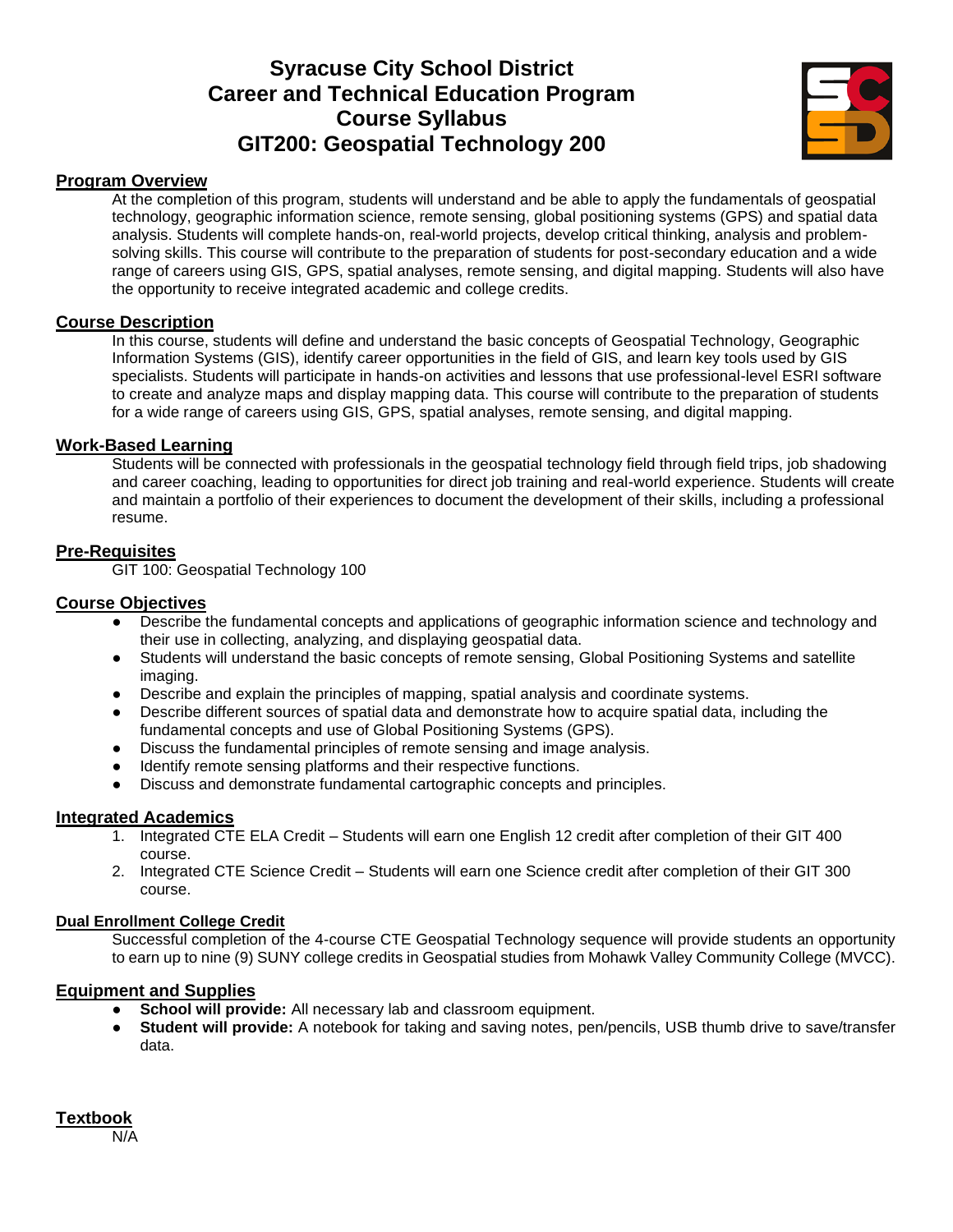# Syracuse City School District
# Career and Technical Education Program
# Course Syllabus
# GIT200: Geospatial Technology 200

## Program Overview

At the completion of this program, students will understand and be able to apply the fundamentals of geospatial technology, geographic information science, remote sensing, global positioning systems (GPS) and spatial data analysis. Students will complete hands-on, real-world projects, develop critical thinking, analysis and problem-solving skills. This course will contribute to the preparation of students for post-secondary education and a wide range of careers using GIS, GPS, spatial analyses, remote sensing, and digital mapping. Students will also have the opportunity to receive integrated academic and college credits.

## Course Description

In this course, students will define and understand the basic concepts of Geospatial Technology, Geographic Information Systems (GIS), identify career opportunities in the field of GIS, and learn key tools used by GIS specialists. Students will participate in hands-on activities and lessons that use professional-level ESRI software to create and analyze maps and display mapping data. This course will contribute to the preparation of students for a wide range of careers using GIS, GPS, spatial analyses, remote sensing, and digital mapping.

## Work-Based Learning

Students will be connected with professionals in the geospatial technology field through field trips, job shadowing and career coaching, leading to opportunities for direct job training and real-world experience. Students will create and maintain a portfolio of their experiences to document the development of their skills, including a professional resume.

## Pre-Requisites

GIT 100: Geospatial Technology 100

## Course Objectives

- Describe the fundamental concepts and applications of geographic information science and technology and their use in collecting, analyzing, and displaying geospatial data.
- Students will understand the basic concepts of remote sensing, Global Positioning Systems and satellite imaging.
- Describe and explain the principles of mapping, spatial analysis and coordinate systems.
- Describe different sources of spatial data and demonstrate how to acquire spatial data, including the fundamental concepts and use of Global Positioning Systems (GPS).
- Discuss the fundamental principles of remote sensing and image analysis.
- Identify remote sensing platforms and their respective functions.
- Discuss and demonstrate fundamental cartographic concepts and principles.

## Integrated Academics

1. Integrated CTE ELA Credit – Students will earn one English 12 credit after completion of their GIT 400 course.
2. Integrated CTE Science Credit – Students will earn one Science credit after completion of their GIT 300 course.

### Dual Enrollment College Credit

Successful completion of the 4-course CTE Geospatial Technology sequence will provide students an opportunity to earn up to nine (9) SUNY college credits in Geospatial studies from Mohawk Valley Community College (MVCC).

## Equipment and Supplies

- **School will provide:** All necessary lab and classroom equipment.
- **Student will provide:** A notebook for taking and saving notes, pen/pencils, USB thumb drive to save/transfer data.

## Textbook

N/A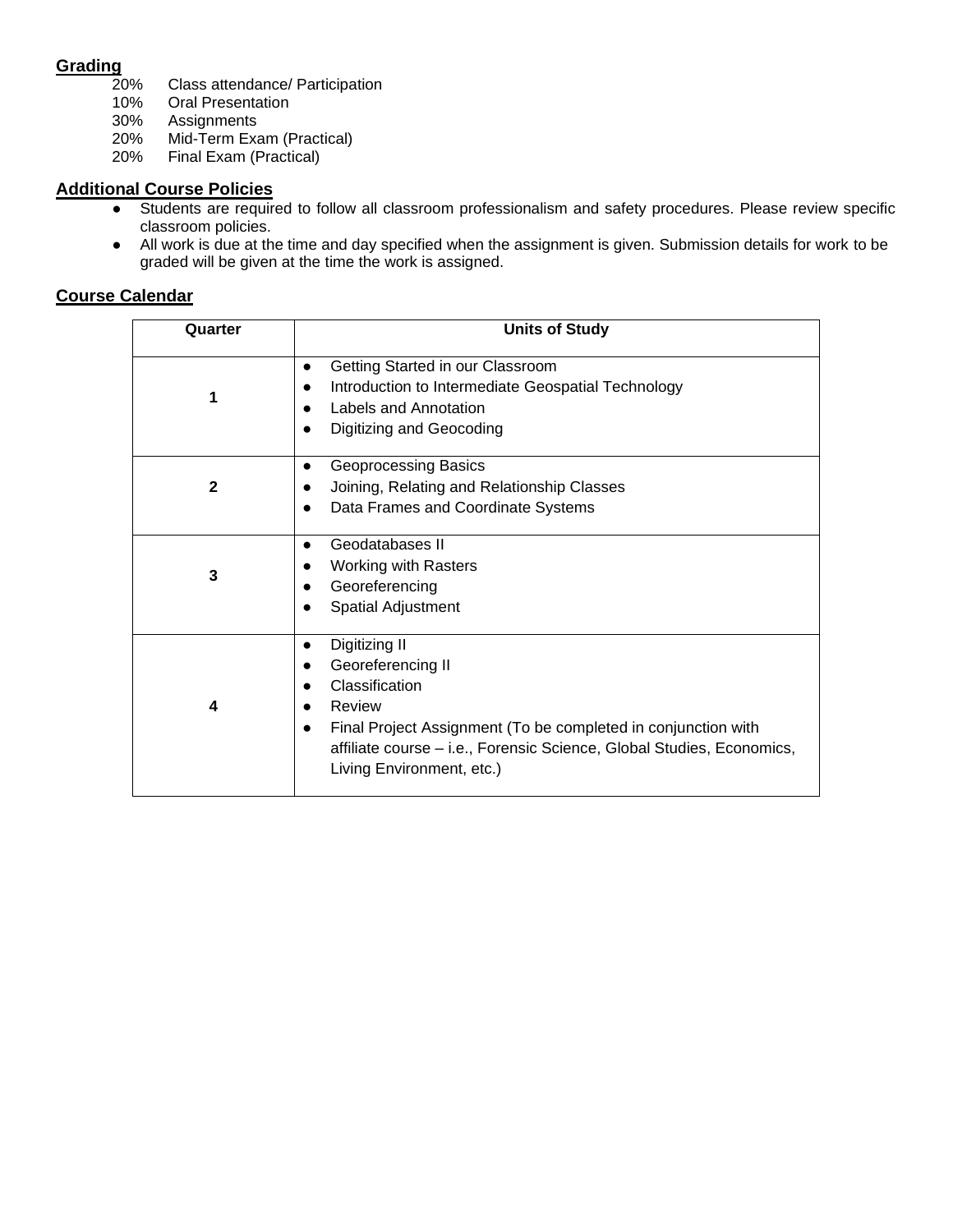## Grading

20% Class attendance/ Participation
10% Oral Presentation
30% Assignments
20% Mid-Term Exam (Practical)
20% Final Exam (Practical)

## Additional Course Policies

- Students are required to follow all classroom professionalism and safety procedures. Please review specific classroom policies.
- All work is due at the time and day specified when the assignment is given. Submission details for work to be graded will be given at the time the work is assigned.

## Course Calendar

| Quarter | Units of Study |
|---|---|
| 1 | • Getting Started in our Classroom<br>• Introduction to Intermediate Geospatial Technology<br>• Labels and Annotation<br>• Digitizing and Geocoding |
| 2 | • Geoprocessing Basics<br>• Joining, Relating and Relationship Classes<br>• Data Frames and Coordinate Systems |
| 3 | • Geodatabases II<br>• Working with Rasters<br>• Georeferencing<br>• Spatial Adjustment |
| 4 | • Digitizing II<br>• Georeferencing II<br>• Classification<br>• Review<br>• Final Project Assignment (To be completed in conjunction with affiliate course – i.e., Forensic Science, Global Studies, Economics, Living Environment, etc.) |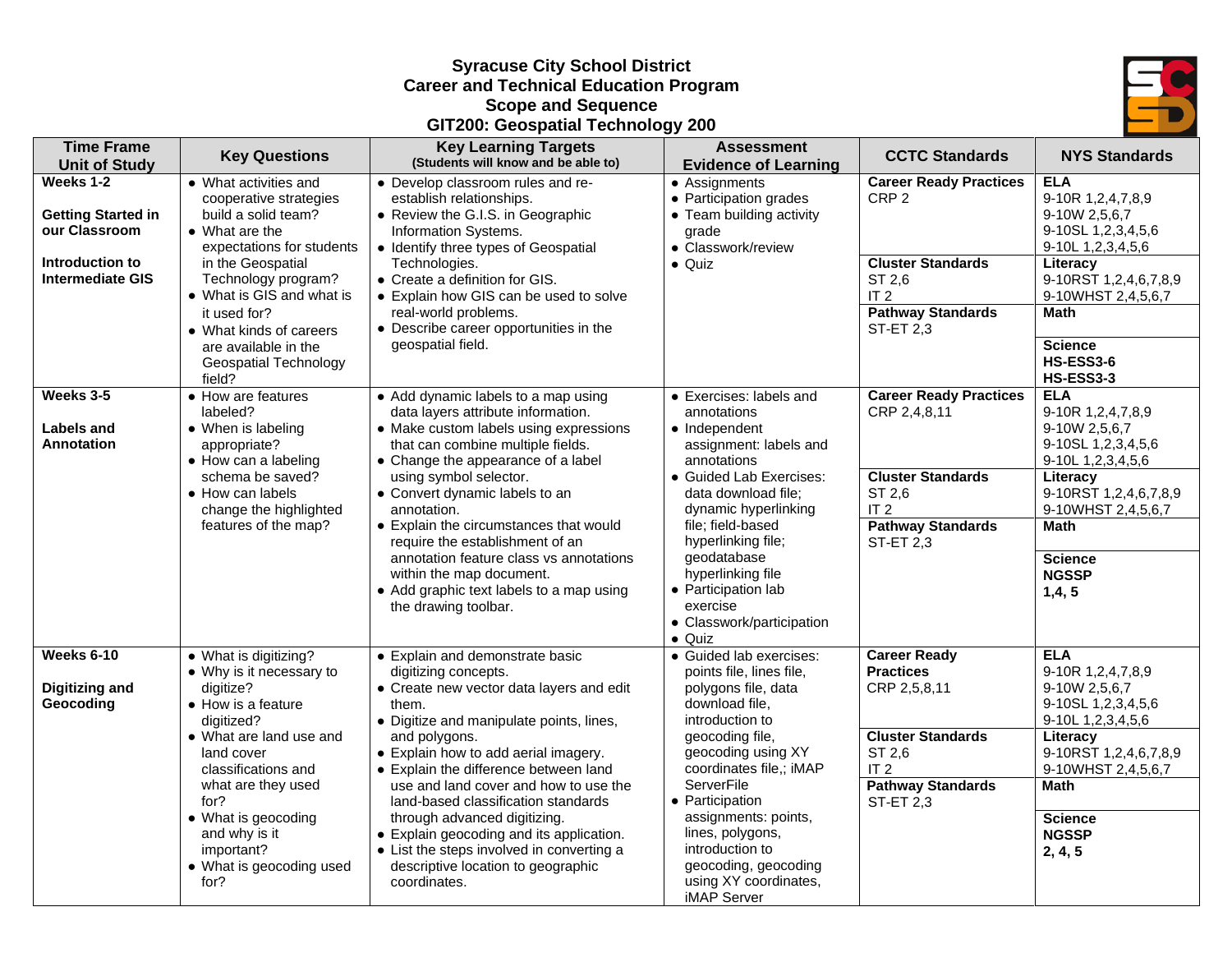**Syracuse City School District**
**Career and Technical Education Program**
**Scope and Sequence**
**GIT200: Geospatial Technology 200**

| Time Frame Unit of Study | Key Questions | Key Learning Targets (Students will know and be able to) | Assessment Evidence of Learning | CCTC Standards | NYS Standards |
|---|---|---|---|---|---|
| **Weeks 1-2**<br><br>**Getting Started in our Classroom**<br><br>**Introduction to Intermediate GIS** | • What activities and cooperative strategies build a solid team?<br>• What are the expectations for students in the Geospatial Technology program?<br>• What is GIS and what is it used for?<br>• What kinds of careers are available in the Geospatial Technology field? | • Develop classroom rules and re-establish relationships.<br>• Review the G.I.S. in Geographic Information Systems.<br>• Identify three types of Geospatial Technologies.<br>• Create a definition for GIS.<br>• Explain how GIS can be used to solve real-world problems.<br>• Describe career opportunities in the geospatial field. | • Assignments<br>• Participation grades<br>• Team building activity grade<br>• Classwork/review<br>• Quiz | **Career Ready Practices**<br>CRP 2<br><br>**Cluster Standards**<br>ST 2,6<br>IT 2<br>**Pathway Standards**<br>ST-ET 2,3 | **ELA**<br>9-10R 1,2,4,7,8,9<br>9-10W 2,5,6,7<br>9-10SL 1,2,3,4,5,6<br>9-10L 1,2,3,4,5,6<br>**Literacy**<br>9-10RST 1,2,4,6,7,8,9<br>9-10WHST 2,4,5,6,7<br>**Math**<br><br>**Science**<br>**HS-ESS3-6**<br>**HS-ESS3-3** |
| **Weeks 3-5**<br><br>**Labels and Annotation** | • How are features labeled?<br>• When is labeling appropriate?<br>• How can a labeling schema be saved?<br>• How can labels change the highlighted features of the map? | • Add dynamic labels to a map using data layers attribute information.<br>• Make custom labels using expressions that can combine multiple fields.<br>• Change the appearance of a label using symbol selector.<br>• Convert dynamic labels to an annotation.<br>• Explain the circumstances that would require the establishment of an annotation feature class vs annotations within the map document.<br>• Add graphic text labels to a map using the drawing toolbar. | • Exercises: labels and annotations<br>• Independent assignment: labels and annotations<br>• Guided Lab Exercises: data download file; dynamic hyperlinking file; field-based hyperlinking file; geodatabase hyperlinking file<br>• Participation lab exercise<br>• Classwork/participation<br>• Quiz | **Career Ready Practices**<br>CRP 2,4,8,11<br><br>**Cluster Standards**<br>ST 2,6<br>IT 2<br>**Pathway Standards**<br>ST-ET 2,3 | **ELA**<br>9-10R 1,2,4,7,8,9<br>9-10W 2,5,6,7<br>9-10SL 1,2,3,4,5,6<br>9-10L 1,2,3,4,5,6<br>**Literacy**<br>9-10RST 1,2,4,6,7,8,9<br>9-10WHST 2,4,5,6,7<br>**Math**<br><br>**Science**<br>**NGSSP**<br>**1,4, 5** |
| **Weeks 6-10**<br><br>**Digitizing and Geocoding** | • What is digitizing?<br>• Why is it necessary to digitize?<br>• How is a feature digitized?<br>• What are land use and land cover classifications and what are they used for?<br>• What is geocoding and why is it important?<br>• What is geocoding used for? | • Explain and demonstrate basic digitizing concepts.<br>• Create new vector data layers and edit them.<br>• Digitize and manipulate points, lines, and polygons.<br>• Explain how to add aerial imagery.<br>• Explain the difference between land use and land cover and how to use the land-based classification standards through advanced digitizing.<br>• Explain geocoding and its application.<br>• List the steps involved in converting a descriptive location to geographic coordinates. | • Guided lab exercises: points file, lines file, polygons file, data download file, introduction to geocoding file, geocoding using XY coordinates file,; iMAP ServerFile<br>• Participation assignments: points, lines, polygons, introduction to geocoding, geocoding using XY coordinates, iMAP Server | **Career Ready Practices**<br>CRP 2,5,8,11<br><br>**Cluster Standards**<br>ST 2,6<br>IT 2<br>**Pathway Standards**<br>ST-ET 2,3 | **ELA**<br>9-10R 1,2,4,7,8,9<br>9-10W 2,5,6,7<br>9-10SL 1,2,3,4,5,6<br>9-10L 1,2,3,4,5,6<br>**Literacy**<br>9-10RST 1,2,4,6,7,8,9<br>9-10WHST 2,4,5,6,7<br>**Math**<br><br>**Science**<br>**NGSSP**<br>**2, 4, 5** |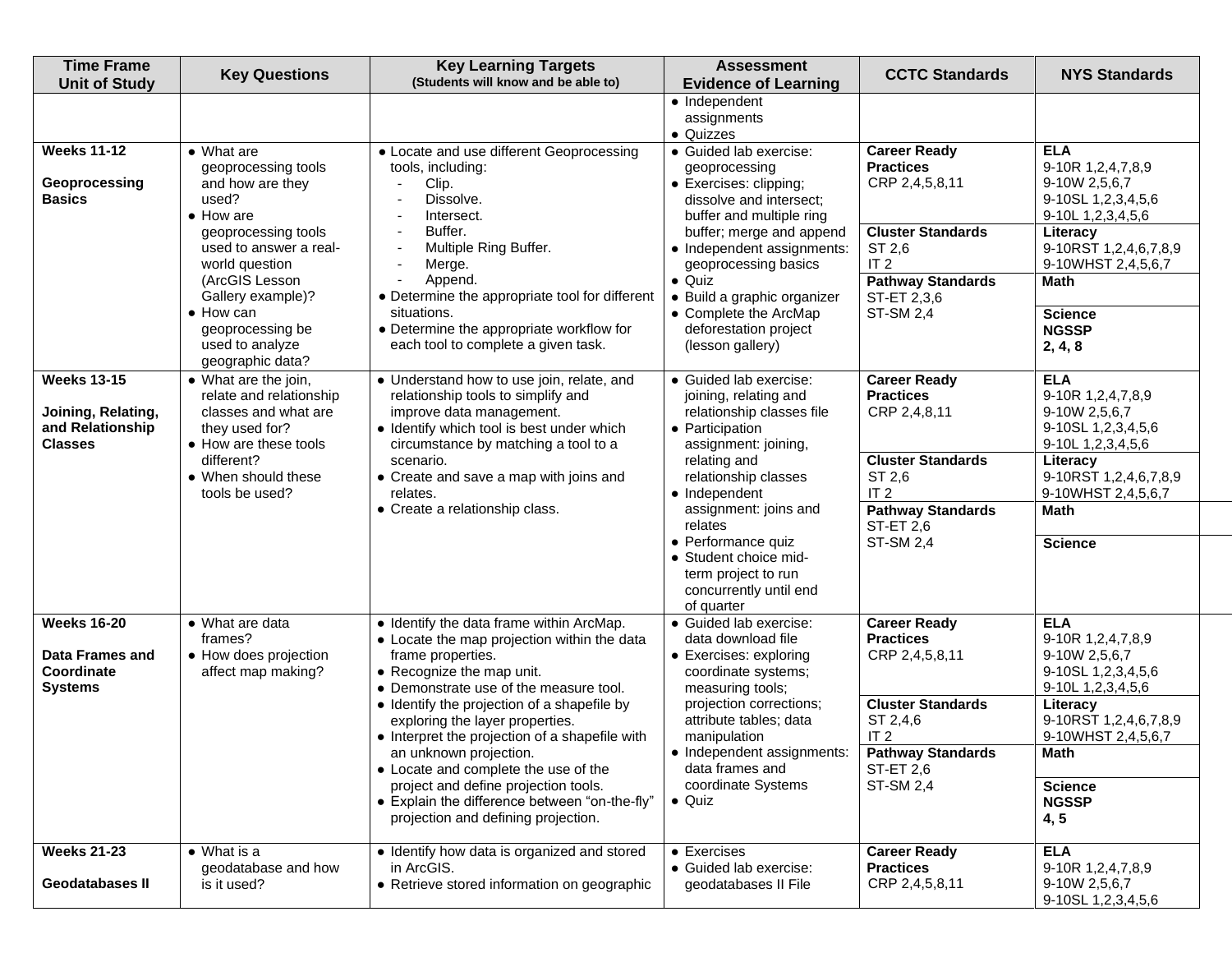| Time Frame Unit of Study | Key Questions | Key Learning Targets (Students will know and be able to) | Assessment Evidence of Learning | CCTC Standards | NYS Standards |
|---|---|---|---|---|---|
| | | | ● Independent assignments<br>● Quizzes | | |
| **Weeks 11-12**<br><br>**Geoprocessing Basics** | ● What are geoprocessing tools and how are they used?<br>● How are geoprocessing tools used to answer a real-world question (ArcGIS Lesson Gallery example)?<br>● How can geoprocessing be used to analyze geographic data? | ● Locate and use different Geoprocessing tools, including:<br>- Clip.<br>- Dissolve.<br>- Intersect.<br>- Buffer.<br>- Multiple Ring Buffer.<br>- Merge.<br>- Append.<br>● Determine the appropriate tool for different situations.<br>● Determine the appropriate workflow for each tool to complete a given task. | ● Guided lab exercise: geoprocessing<br>● Exercises: clipping; dissolve and intersect; buffer and multiple ring buffer; merge and append<br>● Independent assignments: geoprocessing basics<br>● Quiz<br>● Build a graphic organizer<br>● Complete the ArcMap deforestation project (lesson gallery) | **Career Ready Practices**<br>CRP 2,4,5,8,11<br><br>**Cluster Standards**<br>ST 2,6<br>IT 2<br><br>**Pathway Standards**<br>ST-ET 2,3,6<br>ST-SM 2,4 | **ELA**<br>9-10R 1,2,4,7,8,9<br>9-10W 2,5,6,7<br>9-10SL 1,2,3,4,5,6<br>9-10L 1,2,3,4,5,6<br><br>**Literacy**<br>9-10RST 1,2,4,6,7,8,9<br>9-10WHST 2,4,5,6,7<br><br>**Math**<br><br>**Science**<br>**NGSSP**<br>**2, 4, 8** |
| **Weeks 13-15**<br><br>**Joining, Relating, and Relationship Classes** | ● What are the join, relate and relationship classes and what are they used for?<br>● How are these tools different?<br>● When should these tools be used? | ● Understand how to use join, relate, and relationship tools to simplify and improve data management.<br>● Identify which tool is best under which circumstance by matching a tool to a scenario.<br>● Create and save a map with joins and relates.<br>● Create a relationship class. | ● Guided lab exercise: joining, relating and relationship classes file<br>● Participation assignment: joining, relating and relationship classes<br>● Independent assignment: joins and relates<br>● Performance quiz<br>● Student choice mid-term project to run concurrently until end of quarter | **Career Ready Practices**<br>CRP 2,4,8,11<br><br>**Cluster Standards**<br>ST 2,6<br>IT 2<br><br>**Pathway Standards**<br>ST-ET 2,6<br>ST-SM 2,4 | **ELA**<br>9-10R 1,2,4,7,8,9<br>9-10W 2,5,6,7<br>9-10SL 1,2,3,4,5,6<br>9-10L 1,2,3,4,5,6<br><br>**Literacy**<br>9-10RST 1,2,4,6,7,8,9<br>9-10WHST 2,4,5,6,7<br><br>**Math**<br><br>**Science** |
| **Weeks 16-20**<br><br>**Data Frames and Coordinate Systems** | ● What are data frames?<br>● How does projection affect map making? | ● Identify the data frame within ArcMap.<br>● Locate the map projection within the data frame properties.<br>● Recognize the map unit.<br>● Demonstrate use of the measure tool.<br>● Identify the projection of a shapefile by exploring the layer properties.<br>● Interpret the projection of a shapefile with an unknown projection.<br>● Locate and complete the use of the project and define projection tools.<br>● Explain the difference between "on-the-fly" projection and defining projection. | ● Guided lab exercise: data download file<br>● Exercises: exploring coordinate systems; measuring tools; projection corrections; attribute tables; data manipulation<br>● Independent assignments: data frames and coordinate Systems<br>● Quiz | **Career Ready Practices**<br>CRP 2,4,5,8,11<br><br>**Cluster Standards**<br>ST 2,4,6<br>IT 2<br><br>**Pathway Standards**<br>ST-ET 2,6<br>ST-SM 2,4 | **ELA**<br>9-10R 1,2,4,7,8,9<br>9-10W 2,5,6,7<br>9-10SL 1,2,3,4,5,6<br>9-10L 1,2,3,4,5,6<br><br>**Literacy**<br>9-10RST 1,2,4,6,7,8,9<br>9-10WHST 2,4,5,6,7<br><br>**Math**<br><br>**Science**<br>**NGSSP**<br>**4, 5** |
| **Weeks 21-23**<br><br>**Geodatabases II** | ● What is a geodatabase and how is it used? | ● Identify how data is organized and stored in ArcGIS.<br>● Retrieve stored information on geographic | ● Exercises<br>● Guided lab exercise: geodatabases II File | **Career Ready Practices**<br>CRP 2,4,5,8,11 | **ELA**<br>9-10R 1,2,4,7,8,9<br>9-10W 2,5,6,7<br>9-10SL 1,2,3,4,5,6 |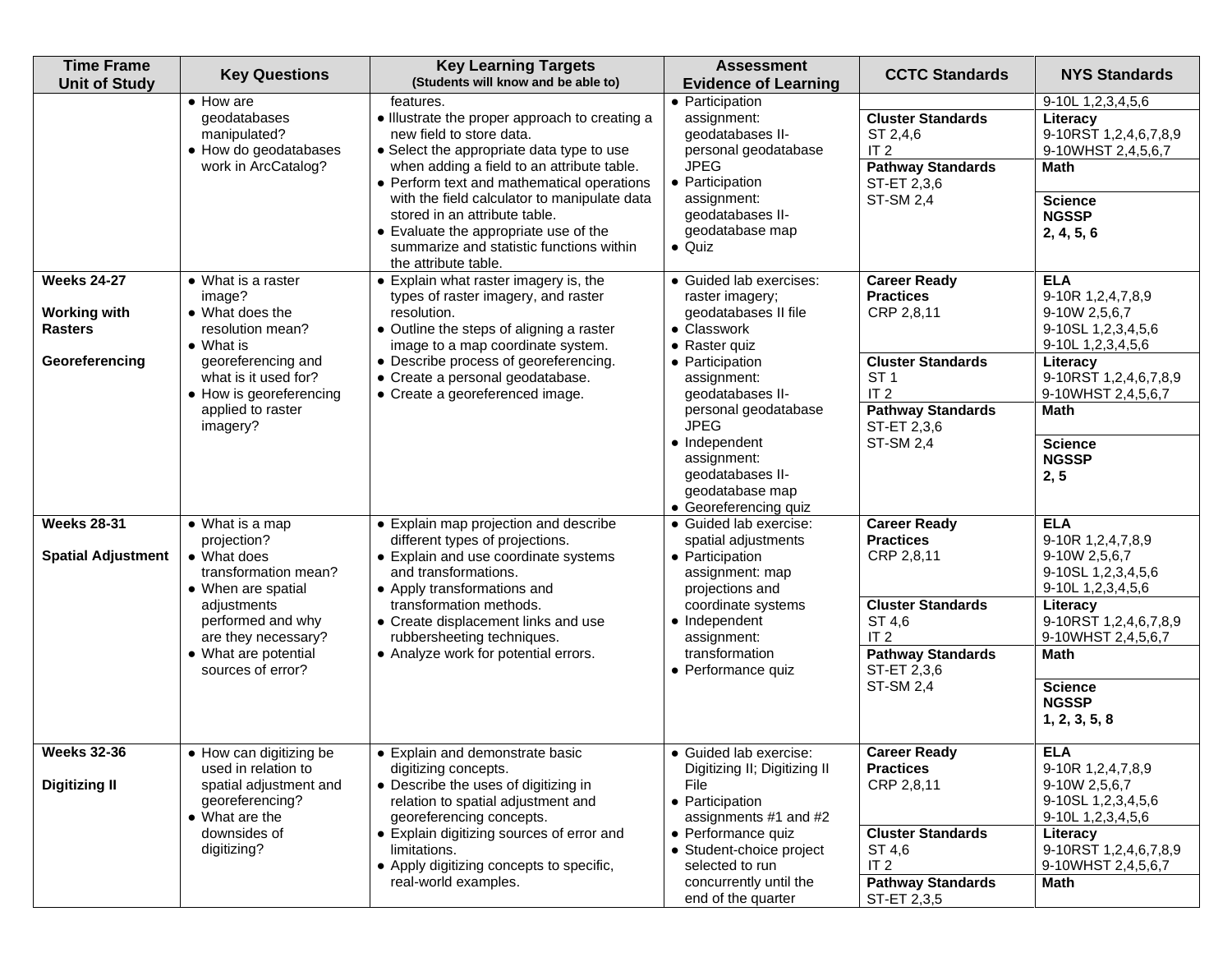| Time Frame Unit of Study | Key Questions | Key Learning Targets (Students will know and be able to) | Assessment Evidence of Learning | CCTC Standards | NYS Standards |
|---|---|---|---|---|---|
| | ● How are geodatabases manipulated?<br>● How do geodatabases work in ArcCatalog? | features.<br>● Illustrate the proper approach to creating a new field to store data.<br>● Select the appropriate data type to use when adding a field to an attribute table.<br>● Perform text and mathematical operations with the field calculator to manipulate data stored in an attribute table.<br>● Evaluate the appropriate use of the summarize and statistic functions within the attribute table. | ● Participation assignment: geodatabases II- personal geodatabase JPEG<br>● Participation assignment: geodatabases II- geodatabase map<br>● Quiz | <br>**Cluster Standards**<br>ST 2,4,6<br>IT 2<br>**Pathway Standards**<br>ST-ET 2,3,6<br>ST-SM 2,4 | 9-10L 1,2,3,4,5,6<br>**Literacy**<br>9-10RST 1,2,4,6,7,8,9<br>9-10WHST 2,4,5,6,7<br>**Math**<br><br>**Science NGSSP**<br>**2, 4, 5, 6** |
| **Weeks 24-27**<br><br>**Working with Rasters**<br><br>**Georeferencing** | ● What is a raster image?<br>● What does the resolution mean?<br>● What is georeferencing and what is it used for?<br>● How is georeferencing applied to raster imagery? | ● Explain what raster imagery is, the types of raster imagery, and raster resolution.<br>● Outline the steps of aligning a raster image to a map coordinate system.<br>● Describe process of georeferencing.<br>● Create a personal geodatabase.<br>● Create a georeferenced image. | ● Guided lab exercises: raster imagery; geodatabases II file<br>● Classwork<br>● Raster quiz<br>● Participation assignment: geodatabases II- personal geodatabase JPEG<br>● Independent assignment: geodatabases II- geodatabase map<br>● Georeferencing quiz | **Career Ready Practices**<br>CRP 2,8,11<br><br>**Cluster Standards**<br>ST 1<br>IT 2<br>**Pathway Standards**<br>ST-ET 2,3,6<br>ST-SM 2,4 | **ELA**<br>9-10R 1,2,4,7,8,9<br>9-10W 2,5,6,7<br>9-10SL 1,2,3,4,5,6<br>9-10L 1,2,3,4,5,6<br>**Literacy**<br>9-10RST 1,2,4,6,7,8,9<br>9-10WHST 2,4,5,6,7<br>**Math**<br><br>**Science NGSSP**<br>**2, 5** |
| **Weeks 28-31**<br><br>**Spatial Adjustment** | ● What is a map projection?<br>● What does transformation mean?<br>● When are spatial adjustments performed and why are they necessary?<br>● What are potential sources of error? | ● Explain map projection and describe different types of projections.<br>● Explain and use coordinate systems and transformations.<br>● Apply transformations and transformation methods.<br>● Create displacement links and use rubbersheeting techniques.<br>● Analyze work for potential errors. | ● Guided lab exercise: spatial adjustments<br>● Participation assignment: map projections and coordinate systems<br>● Independent assignment: transformation<br>● Performance quiz | **Career Ready Practices**<br>CRP 2,8,11<br><br>**Cluster Standards**<br>ST 4,6<br>IT 2<br>**Pathway Standards**<br>ST-ET 2,3,6<br>ST-SM 2,4 | **ELA**<br>9-10R 1,2,4,7,8,9<br>9-10W 2,5,6,7<br>9-10SL 1,2,3,4,5,6<br>9-10L 1,2,3,4,5,6<br>**Literacy**<br>9-10RST 1,2,4,6,7,8,9<br>9-10WHST 2,4,5,6,7<br>**Math**<br><br>**Science NGSSP**<br>**1, 2, 3, 5, 8** |
| **Weeks 32-36**<br><br>**Digitizing II** | ● How can digitizing be used in relation to spatial adjustment and georeferencing?<br>● What are the downsides of digitizing? | ● Explain and demonstrate basic digitizing concepts.<br>● Describe the uses of digitizing in relation to spatial adjustment and georeferencing concepts.<br>● Explain digitizing sources of error and limitations.<br>● Apply digitizing concepts to specific, real-world examples. | ● Guided lab exercise: Digitizing II; Digitizing II File<br>● Participation assignments #1 and #2<br>● Performance quiz<br>● Student-choice project selected to run concurrently until the end of the quarter | **Career Ready Practices**<br>CRP 2,8,11<br><br>**Cluster Standards**<br>ST 4,6<br>IT 2<br>**Pathway Standards**<br>ST-ET 2,3,5 | **ELA**<br>9-10R 1,2,4,7,8,9<br>9-10W 2,5,6,7<br>9-10SL 1,2,3,4,5,6<br>9-10L 1,2,3,4,5,6<br>**Literacy**<br>9-10RST 1,2,4,6,7,8,9<br>9-10WHST 2,4,5,6,7<br>**Math** |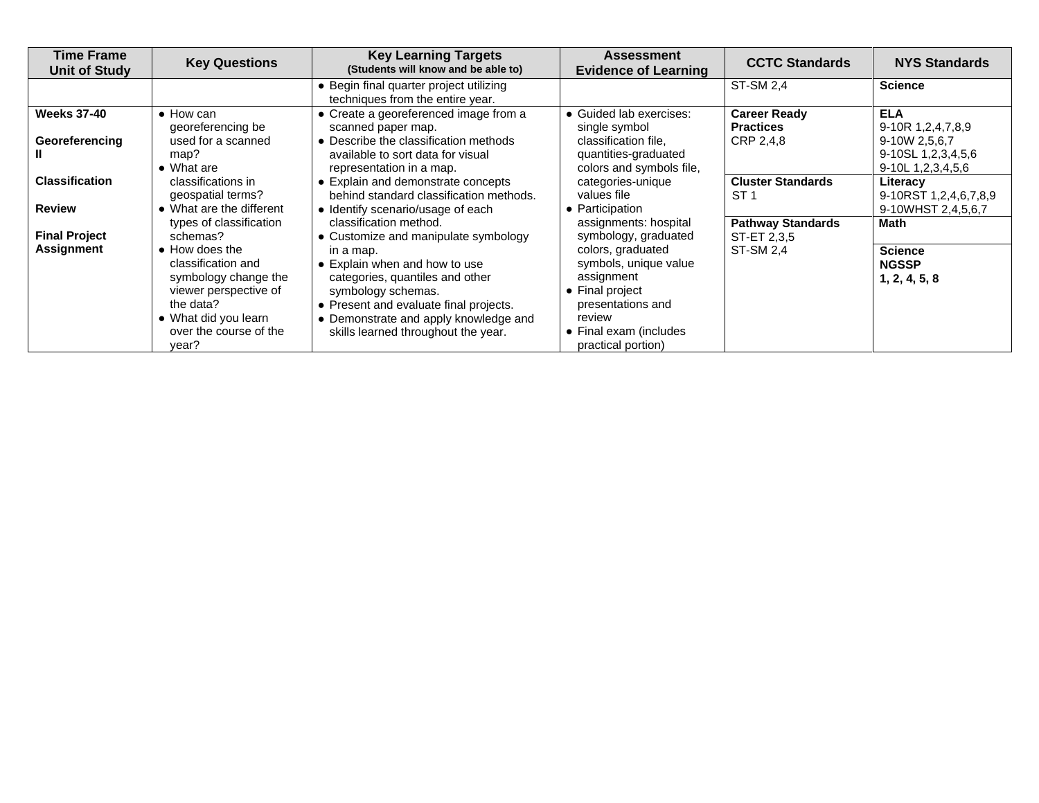| Time Frame<br>Unit of Study | Key Questions | Key Learning Targets<br>(Students will know and be able to) | Assessment<br>Evidence of Learning | CCTC Standards | NYS Standards |
|---|---|---|---|---|---|
| | | • Begin final quarter project utilizing techniques from the entire year. | | ST-SM 2,4 | **Science** |
| **Weeks 37-40**<br><br>**Georeferencing II**<br><br>**Classification**<br><br>**Review**<br><br>**Final Project Assignment** | • How can georeferencing be used for a scanned map?<br>• What are classifications in geospatial terms?<br>• What are the different types of classification schemas?<br>• How does the classification and symbology change the viewer perspective of the data?<br>• What did you learn over the course of the year? | • Create a georeferenced image from a scanned paper map.<br>• Describe the classification methods available to sort data for visual representation in a map.<br>• Explain and demonstrate concepts behind standard classification methods.<br>• Identify scenario/usage of each classification method.<br>• Customize and manipulate symbology in a map.<br>• Explain when and how to use categories, quantiles and other symbology schemas.<br>• Present and evaluate final projects.<br>• Demonstrate and apply knowledge and skills learned throughout the year. | • Guided lab exercises: single symbol classification file, quantities-graduated colors and symbols file, categories-unique values file<br>• Participation assignments: hospital symbology, graduated colors, graduated symbols, unique value assignment<br>• Final project presentations and review<br>• Final exam (includes practical portion) | **Career Ready Practices**<br>CRP 2,4,8<br><br>**Cluster Standards**<br>ST 1<br><br>**Pathway Standards**<br>ST-ET 2,3,5<br>ST-SM 2,4 | **ELA**<br>9-10R 1,2,4,7,8,9<br>9-10W 2,5,6,7<br>9-10SL 1,2,3,4,5,6<br>9-10L 1,2,3,4,5,6<br><br>**Literacy**<br>9-10RST 1,2,4,6,7,8,9<br>9-10WHST 2,4,5,6,7<br><br>**Math**<br><br>**Science**<br>**NGSSP**<br>**1, 2, 4, 5, 8** |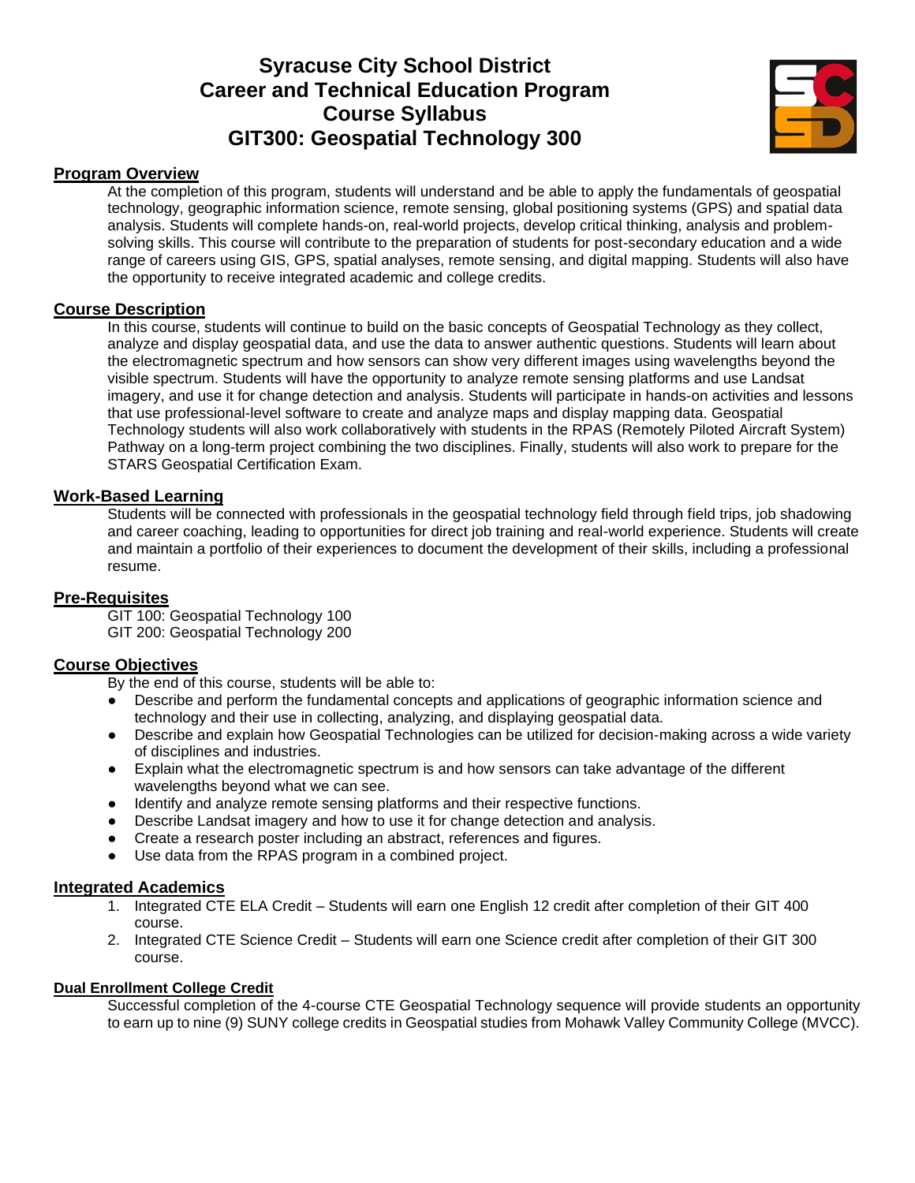# Syracuse City School District
# Career and Technical Education Program
# Course Syllabus
# GIT300: Geospatial Technology 300

## Program Overview

At the completion of this program, students will understand and be able to apply the fundamentals of geospatial technology, geographic information science, remote sensing, global positioning systems (GPS) and spatial data analysis. Students will complete hands-on, real-world projects, develop critical thinking, analysis and problem-solving skills. This course will contribute to the preparation of students for post-secondary education and a wide range of careers using GIS, GPS, spatial analyses, remote sensing, and digital mapping. Students will also have the opportunity to receive integrated academic and college credits.

## Course Description

In this course, students will continue to build on the basic concepts of Geospatial Technology as they collect, analyze and display geospatial data, and use the data to answer authentic questions. Students will learn about the electromagnetic spectrum and how sensors can show very different images using wavelengths beyond the visible spectrum. Students will have the opportunity to analyze remote sensing platforms and use Landsat imagery, and use it for change detection and analysis. Students will participate in hands-on activities and lessons that use professional-level software to create and analyze maps and display mapping data. Geospatial Technology students will also work collaboratively with students in the RPAS (Remotely Piloted Aircraft System) Pathway on a long-term project combining the two disciplines. Finally, students will also work to prepare for the STARS Geospatial Certification Exam.

## Work-Based Learning

Students will be connected with professionals in the geospatial technology field through field trips, job shadowing and career coaching, leading to opportunities for direct job training and real-world experience. Students will create and maintain a portfolio of their experiences to document the development of their skills, including a professional resume.

## Pre-Requisites

GIT 100: Geospatial Technology 100
GIT 200: Geospatial Technology 200

## Course Objectives

By the end of this course, students will be able to:

- Describe and perform the fundamental concepts and applications of geographic information science and technology and their use in collecting, analyzing, and displaying geospatial data.
- Describe and explain how Geospatial Technologies can be utilized for decision-making across a wide variety of disciplines and industries.
- Explain what the electromagnetic spectrum is and how sensors can take advantage of the different wavelengths beyond what we can see.
- Identify and analyze remote sensing platforms and their respective functions.
- Describe Landsat imagery and how to use it for change detection and analysis.
- Create a research poster including an abstract, references and figures.
- Use data from the RPAS program in a combined project.

## Integrated Academics

1. Integrated CTE ELA Credit – Students will earn one English 12 credit after completion of their GIT 400 course.
2. Integrated CTE Science Credit – Students will earn one Science credit after completion of their GIT 300 course.

## Dual Enrollment College Credit

Successful completion of the 4-course CTE Geospatial Technology sequence will provide students an opportunity to earn up to nine (9) SUNY college credits in Geospatial studies from Mohawk Valley Community College (MVCC).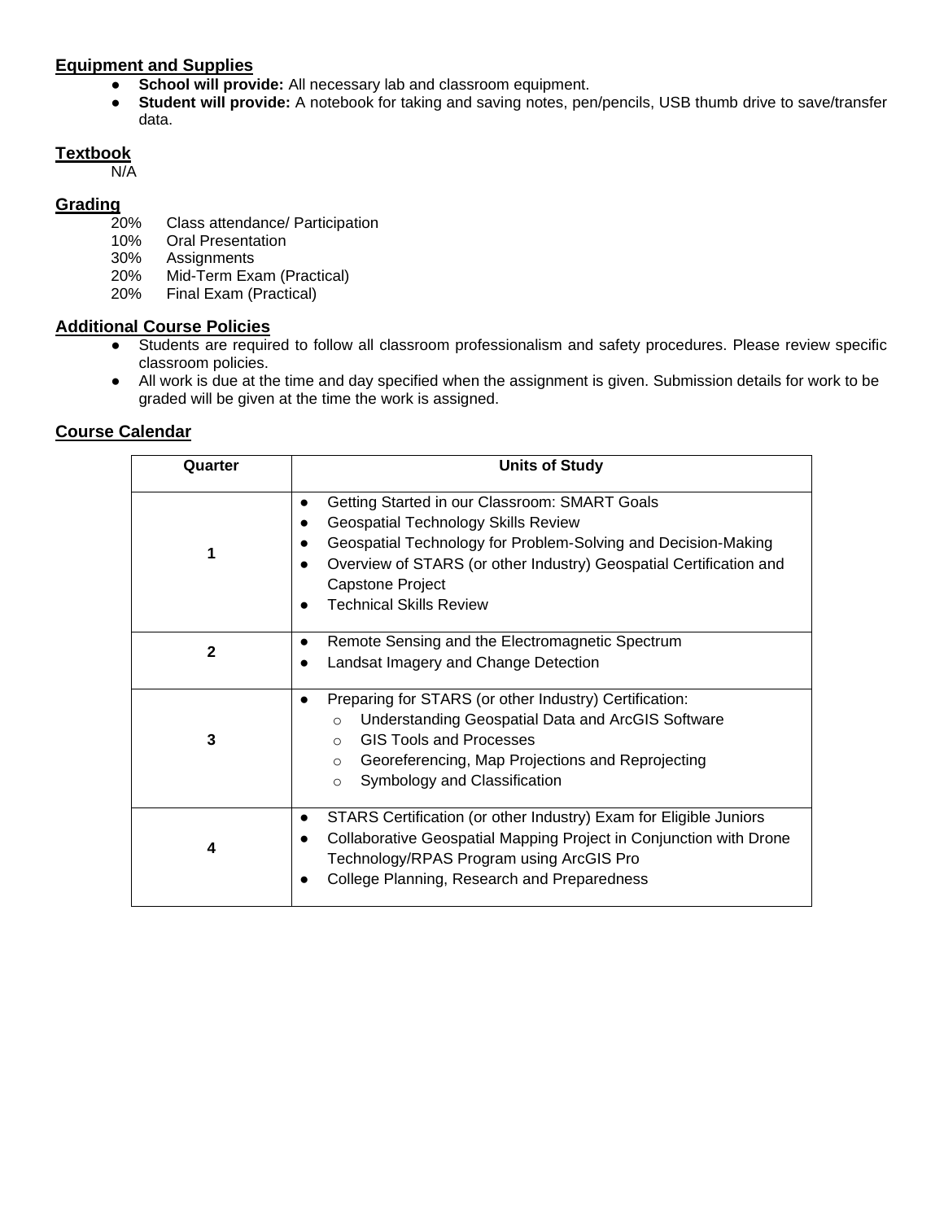## Equipment and Supplies

- **School will provide:** All necessary lab and classroom equipment.
- **Student will provide:** A notebook for taking and saving notes, pen/pencils, USB thumb drive to save/transfer data.

## Textbook

N/A

## Grading

20% Class attendance/ Participation
10% Oral Presentation
30% Assignments
20% Mid-Term Exam (Practical)
20% Final Exam (Practical)

## Additional Course Policies

- Students are required to follow all classroom professionalism and safety procedures. Please review specific classroom policies.
- All work is due at the time and day specified when the assignment is given. Submission details for work to be graded will be given at the time the work is assigned.

## Course Calendar

| Quarter | Units of Study |
|---|---|
| 1 | • Getting Started in our Classroom: SMART Goals<br>• Geospatial Technology Skills Review<br>• Geospatial Technology for Problem-Solving and Decision-Making<br>• Overview of STARS (or other Industry) Geospatial Certification and Capstone Project<br>• Technical Skills Review |
| 2 | • Remote Sensing and the Electromagnetic Spectrum<br>• Landsat Imagery and Change Detection |
| 3 | • Preparing for STARS (or other Industry) Certification:<br>  ○ Understanding Geospatial Data and ArcGIS Software<br>  ○ GIS Tools and Processes<br>  ○ Georeferencing, Map Projections and Reprojecting<br>  ○ Symbology and Classification |
| 4 | • STARS Certification (or other Industry) Exam for Eligible Juniors<br>• Collaborative Geospatial Mapping Project in Conjunction with Drone Technology/RPAS Program using ArcGIS Pro<br>• College Planning, Research and Preparedness |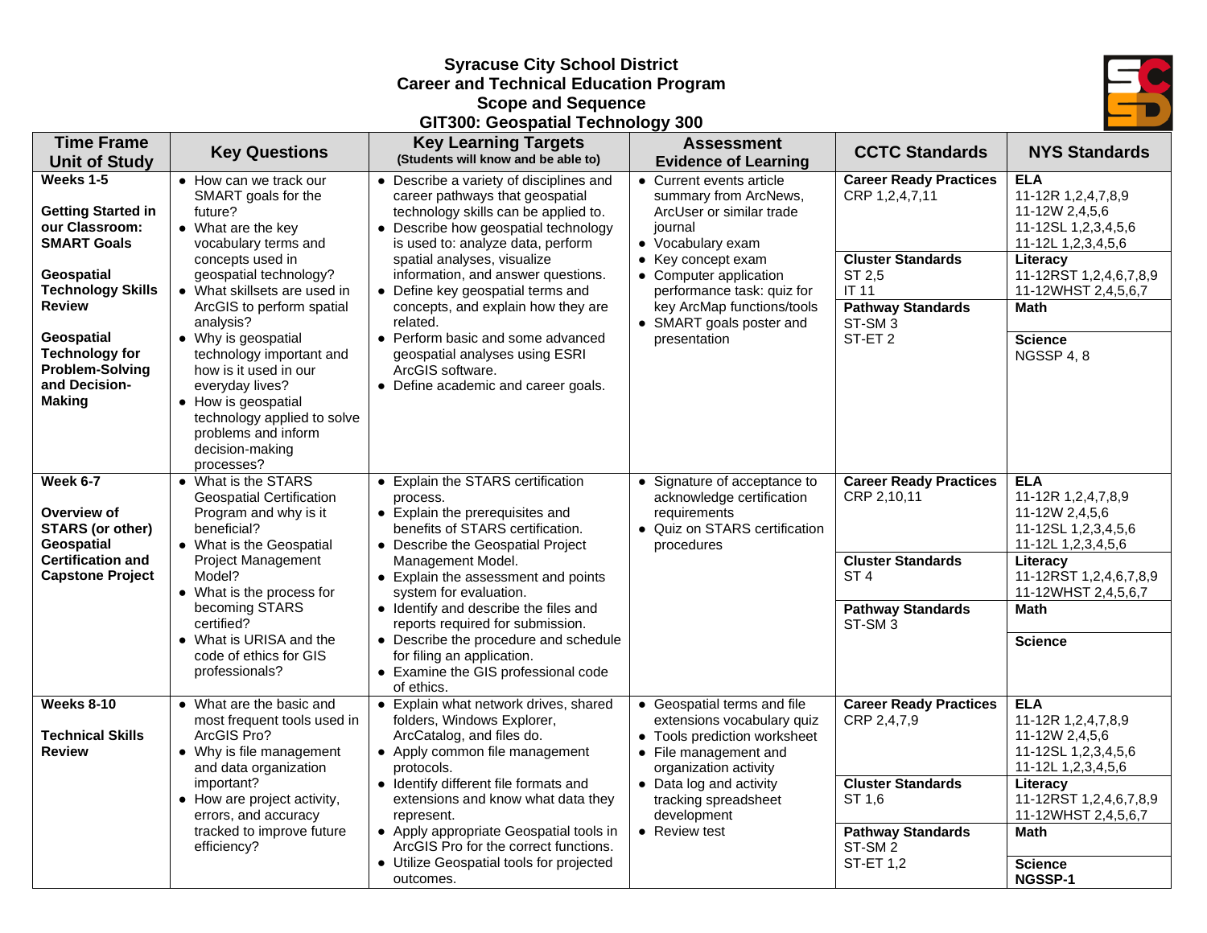# Syracuse City School District
## Career and Technical Education Program
## Scope and Sequence
## GIT300: Geospatial Technology 300

| Time Frame Unit of Study | Key Questions | Key Learning Targets (Students will know and be able to) | Assessment Evidence of Learning | CCTC Standards | NYS Standards |
|---|---|---|---|---|---|
| **Weeks 1-5**<br><br>**Getting Started in our Classroom: SMART Goals**<br><br>**Geospatial Technology Skills Review**<br><br>**Geospatial Technology for Problem-Solving and Decision-Making** | • How can we track our SMART goals for the future?<br>• What are the key vocabulary terms and concepts used in geospatial technology?<br>• What skillsets are used in ArcGIS to perform spatial analysis?<br>• Why is geospatial technology important and how is it used in our everyday lives?<br>• How is geospatial technology applied to solve problems and inform decision-making processes? | • Describe a variety of disciplines and career pathways that geospatial technology skills can be applied to.<br>• Describe how geospatial technology is used to: analyze data, perform spatial analyses, visualize information, and answer questions.<br>• Define key geospatial terms and concepts, and explain how they are related.<br>• Perform basic and some advanced geospatial analyses using ESRI ArcGIS software.<br>• Define academic and career goals. | • Current events article summary from ArcNews, ArcUser or similar trade journal<br>• Vocabulary exam<br>• Key concept exam<br>• Computer application performance task: quiz for key ArcMap functions/tools<br>• SMART goals poster and presentation | **Career Ready Practices**<br>CRP 1,2,4,7,11<br><br>**Cluster Standards**<br>ST 2,5<br>IT 11<br><br>**Pathway Standards**<br>ST-SM 3<br>ST-ET 2 | **ELA**<br>11-12R 1,2,4,7,8,9<br>11-12W 2,4,5,6<br>11-12SL 1,2,3,4,5,6<br>11-12L 1,2,3,4,5,6<br><br>**Literacy**<br>11-12RST 1,2,4,6,7,8,9<br>11-12WHST 2,4,5,6,7<br><br>**Math**<br><br>**Science**<br>NGSSP 4, 8 |
| **Week 6-7**<br><br>**Overview of STARS (or other) Geospatial Certification and Capstone Project** | • What is the STARS Geospatial Certification Program and why is it beneficial?<br>• What is the Geospatial Project Management Model?<br>• What is the process for becoming STARS certified?<br>• What is URISA and the code of ethics for GIS professionals? | • Explain the STARS certification process.<br>• Explain the prerequisites and benefits of STARS certification.<br>• Describe the Geospatial Project Management Model.<br>• Explain the assessment and points system for evaluation.<br>• Identify and describe the files and reports required for submission.<br>• Describe the procedure and schedule for filing an application.<br>• Examine the GIS professional code of ethics. | • Signature of acceptance to acknowledge certification requirements<br>• Quiz on STARS certification procedures | **Career Ready Practices**<br>CRP 2,10,11<br><br>**Cluster Standards**<br>ST 4<br><br>**Pathway Standards**<br>ST-SM 3 | **ELA**<br>11-12R 1,2,4,7,8,9<br>11-12W 2,4,5,6<br>11-12SL 1,2,3,4,5,6<br>11-12L 1,2,3,4,5,6<br><br>**Literacy**<br>11-12RST 1,2,4,6,7,8,9<br>11-12WHST 2,4,5,6,7<br><br>**Math**<br><br>**Science** |
| **Weeks 8-10**<br><br>**Technical Skills Review** | • What are the basic and most frequent tools used in ArcGIS Pro?<br>• Why is file management and data organization important?<br>• How are project activity, errors, and accuracy tracked to improve future efficiency? | • Explain what network drives, shared folders, Windows Explorer, ArcCatalog, and files do.<br>• Apply common file management protocols.<br>• Identify different file formats and extensions and know what data they represent.<br>• Apply appropriate Geospatial tools in ArcGIS Pro for the correct functions.<br>• Utilize Geospatial tools for projected outcomes. | • Geospatial terms and file extensions vocabulary quiz<br>• Tools prediction worksheet<br>• File management and organization activity<br>• Data log and activity tracking spreadsheet development<br>• Review test | **Career Ready Practices**<br>CRP 2,4,7,9<br><br>**Cluster Standards**<br>ST 1,6<br><br>**Pathway Standards**<br>ST-SM 2<br>ST-ET 1,2 | **ELA**<br>11-12R 1,2,4,7,8,9<br>11-12W 2,4,5,6<br>11-12SL 1,2,3,4,5,6<br>11-12L 1,2,3,4,5,6<br><br>**Literacy**<br>11-12RST 1,2,4,6,7,8,9<br>11-12WHST 2,4,5,6,7<br><br>**Math**<br><br>**Science**<br>**NGSSP-1** |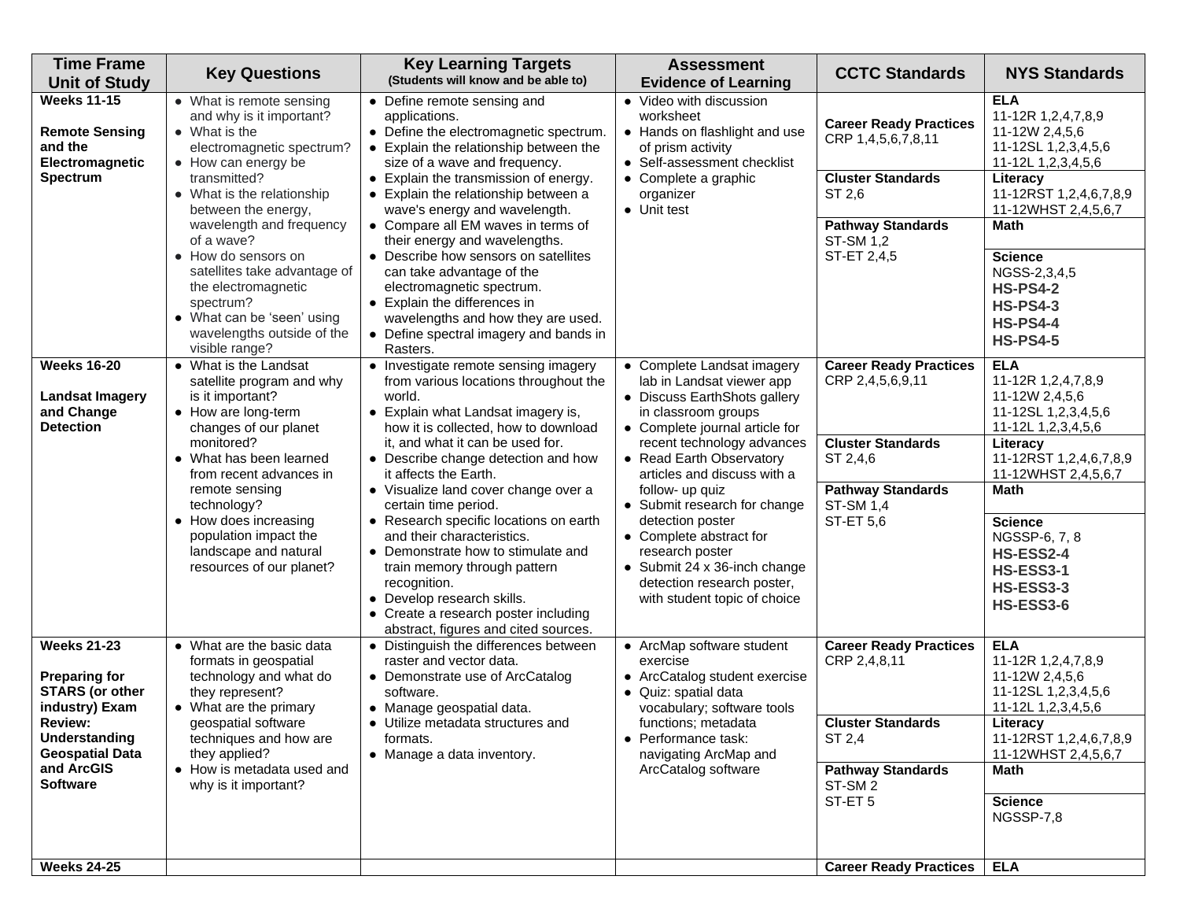| Time Frame Unit of Study | Key Questions | Key Learning Targets (Students will know and be able to) | Assessment Evidence of Learning | CCTC Standards | NYS Standards |
|---|---|---|---|---|---|
| **Weeks 11-15**<br><br>**Remote Sensing and the Electromagnetic Spectrum** | • What is remote sensing and why is it important?<br>• What is the electromagnetic spectrum?<br>• How can energy be transmitted?<br>• What is the relationship between the energy, wavelength and frequency of a wave?<br>• How do sensors on satellites take advantage of the electromagnetic spectrum?<br>• What can be 'seen' using wavelengths outside of the visible range? | • Define remote sensing and applications.<br>• Define the electromagnetic spectrum.<br>• Explain the relationship between the size of a wave and frequency.<br>• Explain the transmission of energy.<br>• Explain the relationship between a wave's energy and wavelength.<br>• Compare all EM waves in terms of their energy and wavelengths.<br>• Describe how sensors on satellites can take advantage of the electromagnetic spectrum.<br>• Explain the differences in wavelengths and how they are used.<br>• Define spectral imagery and bands in Rasters. | • Video with discussion worksheet<br>• Hands on flashlight and use of prism activity<br>• Self-assessment checklist<br>• Complete a graphic organizer<br>• Unit test | **Career Ready Practices**<br>CRP 1,4,5,6,7,8,11<br><br>**Cluster Standards**<br>ST 2,6<br><br>**Pathway Standards**<br>ST-SM 1,2<br>ST-ET 2,4,5 | **ELA**<br>11-12R 1,2,4,7,8,9<br>11-12W 2,4,5,6<br>11-12SL 1,2,3,4,5,6<br>11-12L 1,2,3,4,5,6<br><br>**Literacy**<br>11-12RST 1,2,4,6,7,8,9<br>11-12WHST 2,4,5,6,7<br><br>**Math**<br><br>**Science**<br>NGSS-2,3,4,5<br>**HS-PS4-2**<br>**HS-PS4-3**<br>**HS-PS4-4**<br>**HS-PS4-5** |
| **Weeks 16-20**<br><br>**Landsat Imagery and Change Detection** | • What is the Landsat satellite program and why is it important?<br>• How are long-term changes of our planet monitored?<br>• What has been learned from recent advances in remote sensing technology?<br>• How does increasing population impact the landscape and natural resources of our planet? | • Investigate remote sensing imagery from various locations throughout the world.<br>• Explain what Landsat imagery is, how it is collected, how to download it, and what it can be used for.<br>• Describe change detection and how it affects the Earth.<br>• Visualize land cover change over a certain time period.<br>• Research specific locations on earth and their characteristics.<br>• Demonstrate how to stimulate and train memory through pattern recognition.<br>• Develop research skills.<br>• Create a research poster including abstract, figures and cited sources. | • Complete Landsat imagery lab in Landsat viewer app<br>• Discuss EarthShots gallery in classroom groups<br>• Complete journal article for recent technology advances<br>• Read Earth Observatory articles and discuss with a follow- up quiz<br>• Submit research for change detection poster<br>• Complete abstract for research poster<br>• Submit 24 x 36-inch change detection research poster, with student topic of choice | **Career Ready Practices**<br>CRP 2,4,5,6,9,11<br><br>**Cluster Standards**<br>ST 2,4,6<br><br>**Pathway Standards**<br>ST-SM 1,4<br>ST-ET 5,6 | **ELA**<br>11-12R 1,2,4,7,8,9<br>11-12W 2,4,5,6<br>11-12SL 1,2,3,4,5,6<br>11-12L 1,2,3,4,5,6<br><br>**Literacy**<br>11-12RST 1,2,4,6,7,8,9<br>11-12WHST 2,4,5,6,7<br><br>**Math**<br><br>**Science**<br>NGSSP-6, 7, 8<br>**HS-ESS2-4**<br>**HS-ESS3-1**<br>**HS-ESS3-3**<br>**HS-ESS3-6** |
| **Weeks 21-23**<br><br>**Preparing for STARS (or other industry) Exam Review: Understanding Geospatial Data and ArcGIS Software** | • What are the basic data formats in geospatial technology and what do they represent?<br>• What are the primary geospatial software techniques and how are they applied?<br>• How is metadata used and why is it important? | • Distinguish the differences between raster and vector data.<br>• Demonstrate use of ArcCatalog software.<br>• Manage geospatial data.<br>• Utilize metadata structures and formats.<br>• Manage a data inventory. | • ArcMap software student exercise<br>• ArcCatalog student exercise<br>• Quiz: spatial data vocabulary; software tools functions; metadata<br>• Performance task: navigating ArcMap and ArcCatalog software | **Career Ready Practices**<br>CRP 2,4,8,11<br><br>**Cluster Standards**<br>ST 2,4<br><br>**Pathway Standards**<br>ST-SM 2<br>ST-ET 5 | **ELA**<br>11-12R 1,2,4,7,8,9<br>11-12W 2,4,5,6<br>11-12SL 1,2,3,4,5,6<br>11-12L 1,2,3,4,5,6<br><br>**Literacy**<br>11-12RST 1,2,4,6,7,8,9<br>11-12WHST 2,4,5,6,7<br><br>**Math**<br><br>**Science**<br>NGSSP-7,8 |
| **Weeks 24-25** | | | | **Career Ready Practices** | **ELA** |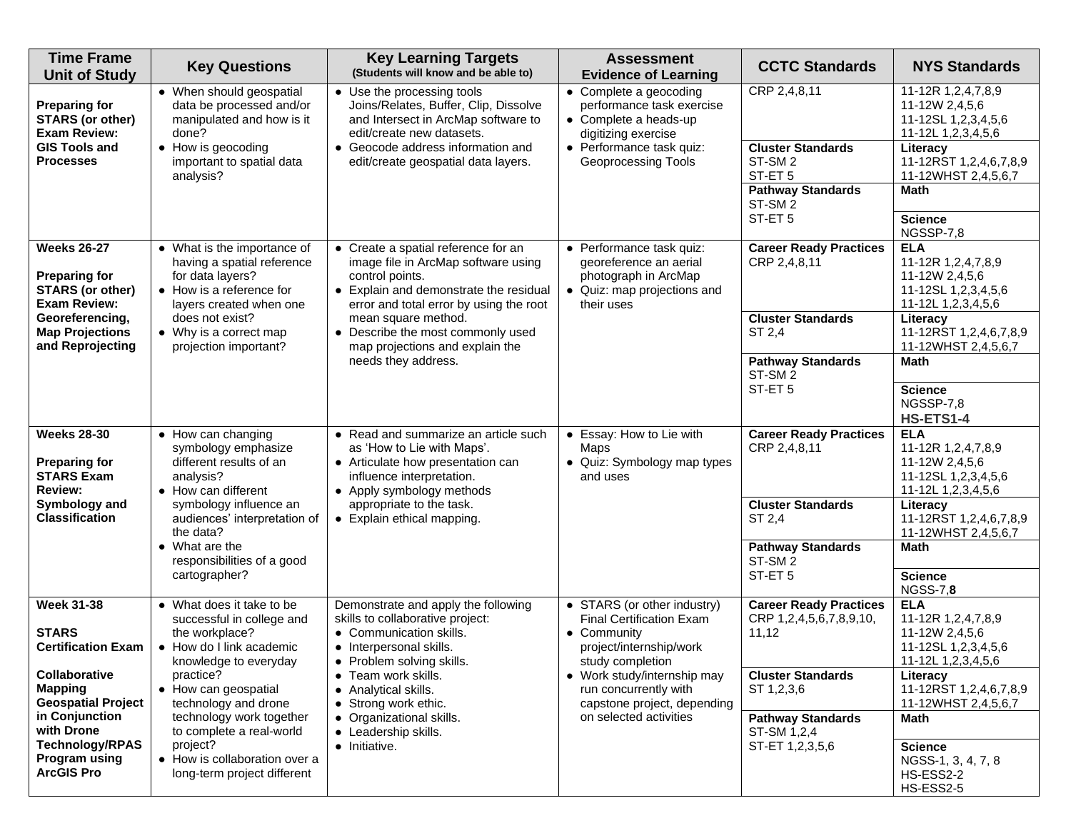| Time Frame Unit of Study | Key Questions | Key Learning Targets (Students will know and be able to) | Assessment Evidence of Learning | CCTC Standards | NYS Standards |
|---|---|---|---|---|---|
| **Preparing for STARS (or other) Exam Review: GIS Tools and Processes** | • When should geospatial data be processed and/or manipulated and how is it done?<br>• How is geocoding important to spatial data analysis? | • Use the processing tools Joins/Relates, Buffer, Clip, Dissolve and Intersect in ArcMap software to edit/create new datasets.<br>• Geocode address information and edit/create geospatial data layers. | • Complete a geocoding performance task exercise<br>• Complete a heads-up digitizing exercise<br>• Performance task quiz: Geoprocessing Tools | CRP 2,4,8,11<br>**Cluster Standards**<br>ST-SM 2<br>ST-ET 5<br>**Pathway Standards**<br>ST-SM 2<br>ST-ET 5 | 11-12R 1,2,4,7,8,9<br>11-12W 2,4,5,6<br>11-12SL 1,2,3,4,5,6<br>11-12L 1,2,3,4,5,6<br>**Literacy**<br>11-12RST 1,2,4,6,7,8,9<br>11-12WHST 2,4,5,6,7<br>**Math**<br>**Science**<br>NGSSP-7,8 |
| **Weeks 26-27**<br>**Preparing for STARS (or other) Exam Review: Georeferencing, Map Projections and Reprojecting** | • What is the importance of having a spatial reference for data layers?<br>• How is a reference for layers created when one does not exist?<br>• Why is a correct map projection important? | • Create a spatial reference for an image file in ArcMap software using control points.<br>• Explain and demonstrate the residual error and total error by using the root mean square method.<br>• Describe the most commonly used map projections and explain the needs they address. | • Performance task quiz: georeference an aerial photograph in ArcMap<br>• Quiz: map projections and their uses | **Career Ready Practices**<br>CRP 2,4,8,11<br>**Cluster Standards**<br>ST 2,4<br>**Pathway Standards**<br>ST-SM 2<br>ST-ET 5 | **ELA**<br>11-12R 1,2,4,7,8,9<br>11-12W 2,4,5,6<br>11-12SL 1,2,3,4,5,6<br>11-12L 1,2,3,4,5,6<br>**Literacy**<br>11-12RST 1,2,4,6,7,8,9<br>11-12WHST 2,4,5,6,7<br>**Math**<br>**Science**<br>NGSSP-7,8<br>**HS-ETS1-4** |
| **Weeks 28-30**<br>**Preparing for STARS Exam Review: Symbology and Classification** | • How can changing symbology emphasize different results of an analysis?<br>• How can different symbology influence an audiences' interpretation of the data?<br>• What are the responsibilities of a good cartographer? | • Read and summarize an article such as 'How to Lie with Maps'.<br>• Articulate how presentation can influence interpretation.<br>• Apply symbology methods appropriate to the task.<br>• Explain ethical mapping. | • Essay: How to Lie with Maps<br>• Quiz: Symbology map types and uses | **Career Ready Practices**<br>CRP 2,4,8,11<br>**Cluster Standards**<br>ST 2,4<br>**Pathway Standards**<br>ST-SM 2<br>ST-ET 5 | **ELA**<br>11-12R 1,2,4,7,8,9<br>11-12W 2,4,5,6<br>11-12SL 1,2,3,4,5,6<br>11-12L 1,2,3,4,5,6<br>**Literacy**<br>11-12RST 1,2,4,6,7,8,9<br>11-12WHST 2,4,5,6,7<br>**Math**<br>**Science**<br>NGSS-7,**8** |
| **Week 31-38**<br>**STARS Certification Exam**<br>**Collaborative Mapping Geospatial Project in Conjunction with Drone Technology/RPAS Program using ArcGIS Pro** | • What does it take to be successful in college and the workplace?<br>• How do I link academic knowledge to everyday practice?<br>• How can geospatial technology and drone technology work together to complete a real-world project?<br>• How is collaboration over a long-term project different | Demonstrate and apply the following skills to collaborative project:<br>• Communication skills.<br>• Interpersonal skills.<br>• Problem solving skills.<br>• Team work skills.<br>• Analytical skills.<br>• Strong work ethic.<br>• Organizational skills.<br>• Leadership skills.<br>• Initiative. | • STARS (or other industry) Final Certification Exam<br>• Community project/internship/work study completion<br>• Work study/internship may run concurrently with capstone project, depending on selected activities | **Career Ready Practices**<br>CRP 1,2,4,5,6,7,8,9,10, 11,12<br>**Cluster Standards**<br>ST 1,2,3,6<br>**Pathway Standards**<br>ST-SM 1,2,4<br>ST-ET 1,2,3,5,6 | **ELA**<br>11-12R 1,2,4,7,8,9<br>11-12W 2,4,5,6<br>11-12SL 1,2,3,4,5,6<br>11-12L 1,2,3,4,5,6<br>**Literacy**<br>11-12RST 1,2,4,6,7,8,9<br>11-12WHST 2,4,5,6,7<br>**Math**<br>**Science**<br>NGSS-1, 3, 4, 7, 8<br>HS-ESS2-2<br>HS-ESS2-5 |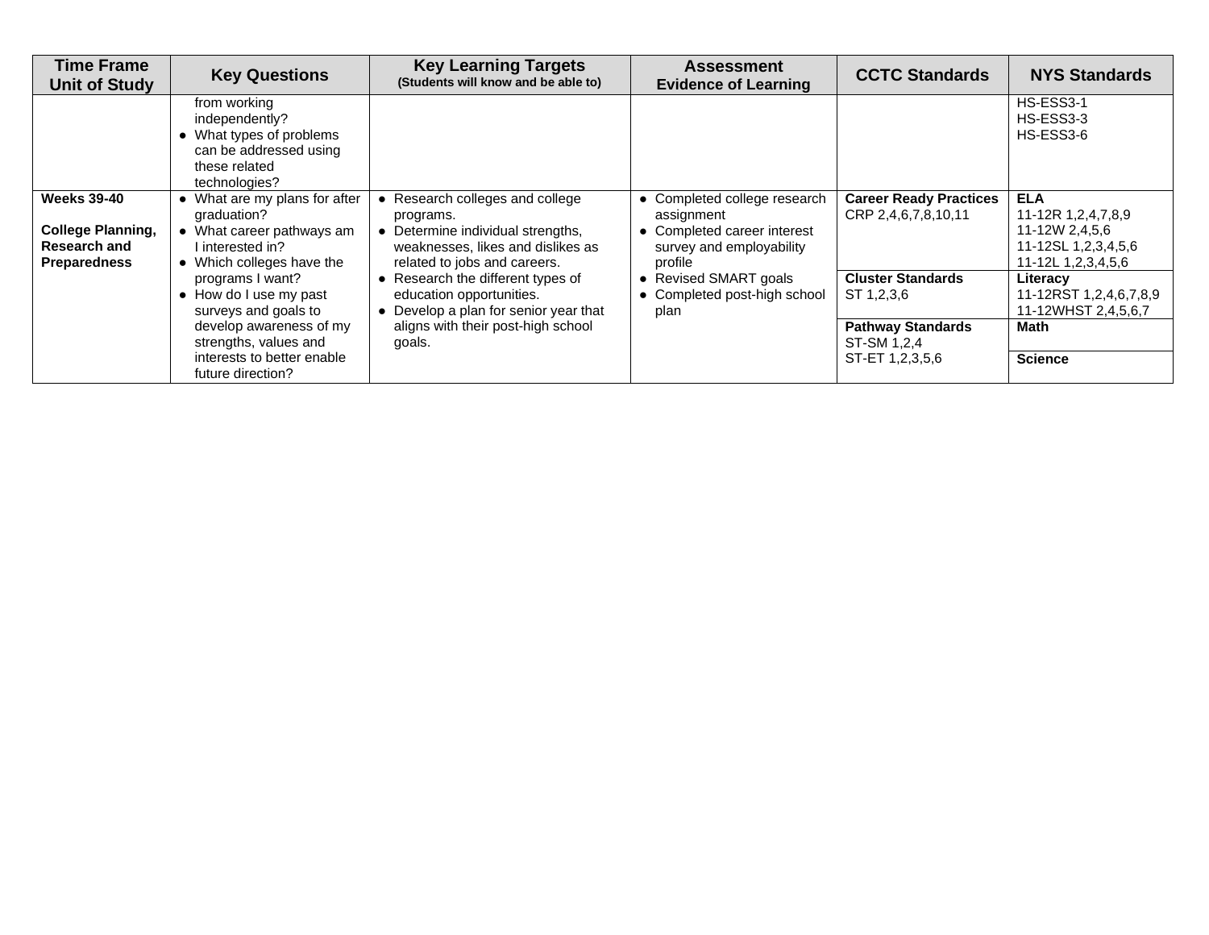| Time Frame Unit of Study | Key Questions | Key Learning Targets (Students will know and be able to) | Assessment Evidence of Learning | CCTC Standards | NYS Standards |
|---|---|---|---|---|---|
| | from working independently?<br>• What types of problems can be addressed using these related technologies? | | | | HS-ESS3-1<br>HS-ESS3-3<br>HS-ESS3-6 |
| **Weeks 39-40**<br><br>**College Planning, Research and Preparedness** | • What are my plans for after graduation?<br>• What career pathways am I interested in?<br>• Which colleges have the programs I want?<br>• How do I use my past surveys and goals to develop awareness of my strengths, values and interests to better enable future direction? | • Research colleges and college programs.<br>• Determine individual strengths, weaknesses, likes and dislikes as related to jobs and careers.<br>• Research the different types of education opportunities.<br>• Develop a plan for senior year that aligns with their post-high school goals. | • Completed college research assignment<br>• Completed career interest survey and employability profile<br>• Revised SMART goals<br>• Completed post-high school plan | **Career Ready Practices**<br>CRP 2,4,6,7,8,10,11<br><br>**Cluster Standards**<br>ST 1,2,3,6<br><br>**Pathway Standards**<br>ST-SM 1,2,4<br>ST-ET 1,2,3,5,6 | **ELA**<br>11-12R 1,2,4,7,8,9<br>11-12W 2,4,5,6<br>11-12SL 1,2,3,4,5,6<br>11-12L 1,2,3,4,5,6<br><br>**Literacy**<br>11-12RST 1,2,4,6,7,8,9<br>11-12WHST 2,4,5,6,7<br><br>**Math**<br><br>**Science** |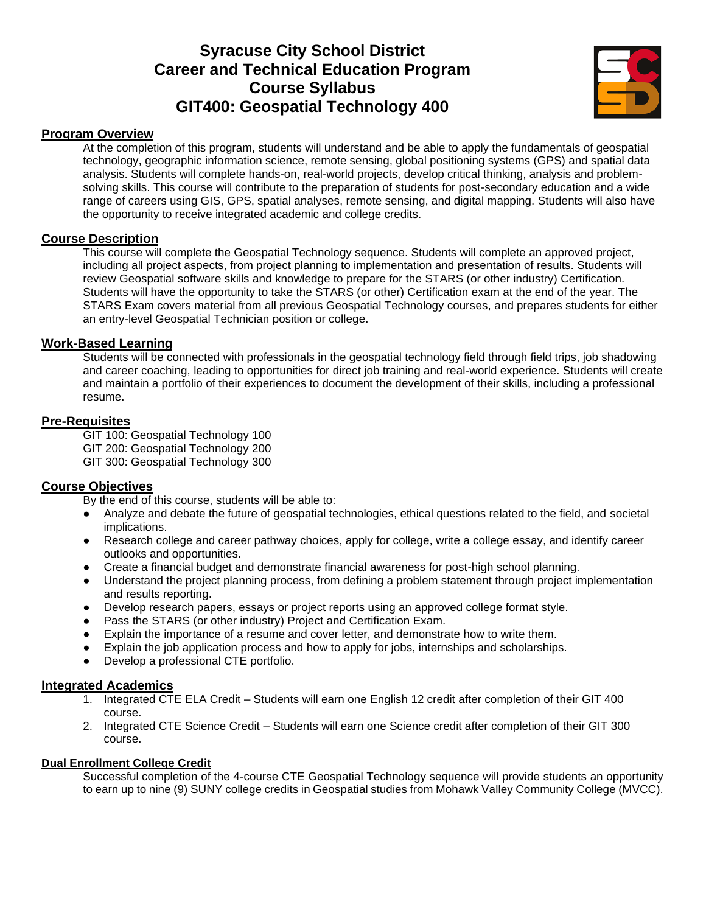# Syracuse City School District
# Career and Technical Education Program
# Course Syllabus
# GIT400: Geospatial Technology 400

## Program Overview

At the completion of this program, students will understand and be able to apply the fundamentals of geospatial technology, geographic information science, remote sensing, global positioning systems (GPS) and spatial data analysis. Students will complete hands-on, real-world projects, develop critical thinking, analysis and problem-solving skills. This course will contribute to the preparation of students for post-secondary education and a wide range of careers using GIS, GPS, spatial analyses, remote sensing, and digital mapping. Students will also have the opportunity to receive integrated academic and college credits.

## Course Description

This course will complete the Geospatial Technology sequence. Students will complete an approved project, including all project aspects, from project planning to implementation and presentation of results. Students will review Geospatial software skills and knowledge to prepare for the STARS (or other industry) Certification. Students will have the opportunity to take the STARS (or other) Certification exam at the end of the year. The STARS Exam covers material from all previous Geospatial Technology courses, and prepares students for either an entry-level Geospatial Technician position or college.

## Work-Based Learning

Students will be connected with professionals in the geospatial technology field through field trips, job shadowing and career coaching, leading to opportunities for direct job training and real-world experience. Students will create and maintain a portfolio of their experiences to document the development of their skills, including a professional resume.

## Pre-Requisites

GIT 100: Geospatial Technology 100
GIT 200: Geospatial Technology 200
GIT 300: Geospatial Technology 300

## Course Objectives

By the end of this course, students will be able to:

- Analyze and debate the future of geospatial technologies, ethical questions related to the field, and societal implications.
- Research college and career pathway choices, apply for college, write a college essay, and identify career outlooks and opportunities.
- Create a financial budget and demonstrate financial awareness for post-high school planning.
- Understand the project planning process, from defining a problem statement through project implementation and results reporting.
- Develop research papers, essays or project reports using an approved college format style.
- Pass the STARS (or other industry) Project and Certification Exam.
- Explain the importance of a resume and cover letter, and demonstrate how to write them.
- Explain the job application process and how to apply for jobs, internships and scholarships.
- Develop a professional CTE portfolio.

## Integrated Academics

1. Integrated CTE ELA Credit – Students will earn one English 12 credit after completion of their GIT 400 course.
2. Integrated CTE Science Credit – Students will earn one Science credit after completion of their GIT 300 course.

### Dual Enrollment College Credit

Successful completion of the 4-course CTE Geospatial Technology sequence will provide students an opportunity to earn up to nine (9) SUNY college credits in Geospatial studies from Mohawk Valley Community College (MVCC).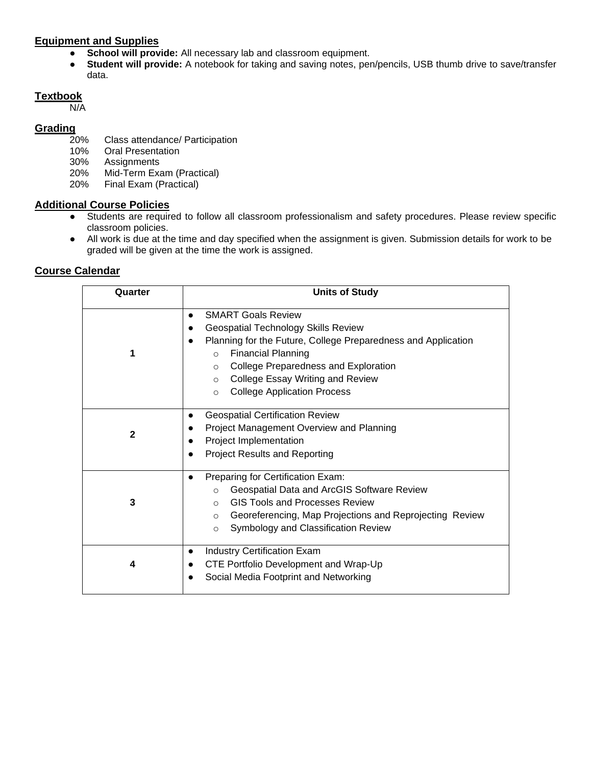## Equipment and Supplies

- **School will provide:** All necessary lab and classroom equipment.
- **Student will provide:** A notebook for taking and saving notes, pen/pencils, USB thumb drive to save/transfer data.

## Textbook

N/A

## Grading

20% Class attendance/ Participation
10% Oral Presentation
30% Assignments
20% Mid-Term Exam (Practical)
20% Final Exam (Practical)

## Additional Course Policies

- Students are required to follow all classroom professionalism and safety procedures. Please review specific classroom policies.
- All work is due at the time and day specified when the assignment is given. Submission details for work to be graded will be given at the time the work is assigned.

## Course Calendar

| Quarter | Units of Study |
|---|---|
| **1** | • SMART Goals Review<br>• Geospatial Technology Skills Review<br>• Planning for the Future, College Preparedness and Application<br>&nbsp;&nbsp;&nbsp;&nbsp;○ Financial Planning<br>&nbsp;&nbsp;&nbsp;&nbsp;○ College Preparedness and Exploration<br>&nbsp;&nbsp;&nbsp;&nbsp;○ College Essay Writing and Review<br>&nbsp;&nbsp;&nbsp;&nbsp;○ College Application Process |
| **2** | • Geospatial Certification Review<br>• Project Management Overview and Planning<br>• Project Implementation<br>• Project Results and Reporting |
| **3** | • Preparing for Certification Exam:<br>&nbsp;&nbsp;&nbsp;&nbsp;○ Geospatial Data and ArcGIS Software Review<br>&nbsp;&nbsp;&nbsp;&nbsp;○ GIS Tools and Processes Review<br>&nbsp;&nbsp;&nbsp;&nbsp;○ Georeferencing, Map Projections and Reprojecting Review<br>&nbsp;&nbsp;&nbsp;&nbsp;○ Symbology and Classification Review |
| **4** | • Industry Certification Exam<br>• CTE Portfolio Development and Wrap-Up<br>• Social Media Footprint and Networking |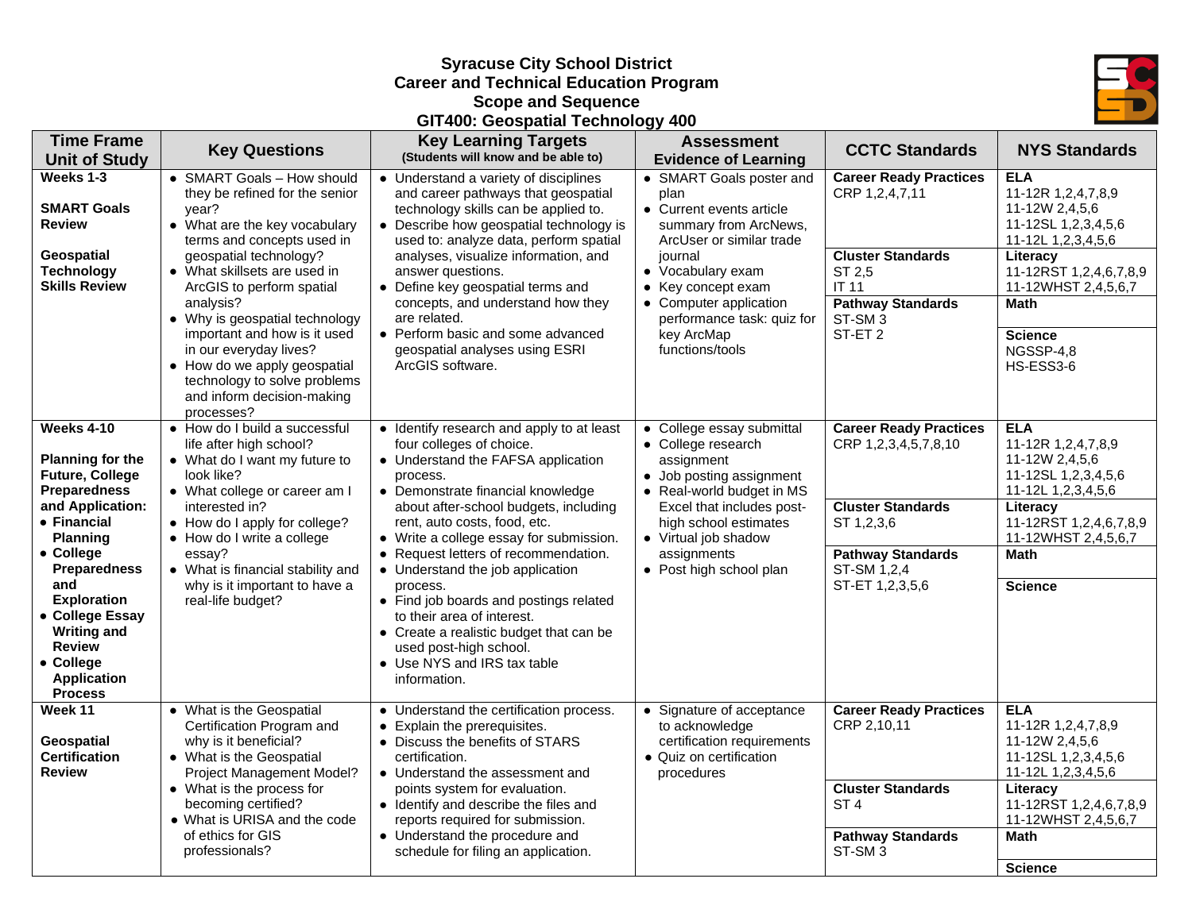# Syracuse City School District
## Career and Technical Education Program
## Scope and Sequence
## GIT400: Geospatial Technology 400

| Time Frame Unit of Study | Key Questions | Key Learning Targets (Students will know and be able to) | Assessment Evidence of Learning | CCTC Standards | NYS Standards |
|---|---|---|---|---|---|
| **Weeks 1-3**<br><br>**SMART Goals Review**<br><br>**Geospatial Technology Skills Review** | • SMART Goals – How should they be refined for the senior year?<br>• What are the key vocabulary terms and concepts used in geospatial technology?<br>• What skillsets are used in ArcGIS to perform spatial analysis?<br>• Why is geospatial technology important and how is it used in our everyday lives?<br>• How do we apply geospatial technology to solve problems and inform decision-making processes? | • Understand a variety of disciplines and career pathways that geospatial technology skills can be applied to.<br>• Describe how geospatial technology is used to: analyze data, perform spatial analyses, visualize information, and answer questions.<br>• Define key geospatial terms and concepts, and understand how they are related.<br>• Perform basic and some advanced geospatial analyses using ESRI ArcGIS software. | • SMART Goals poster and plan<br>• Current events article summary from ArcNews, ArcUser or similar trade journal<br>• Vocabulary exam<br>• Key concept exam<br>• Computer application performance task: quiz for key ArcMap functions/tools | **Career Ready Practices**<br>CRP 1,2,4,7,11<br><br>**Cluster Standards**<br>ST 2,5<br>IT 11<br><br>**Pathway Standards**<br>ST-SM 3<br>ST-ET 2 | **ELA**<br>11-12R 1,2,4,7,8,9<br>11-12W 2,4,5,6<br>11-12SL 1,2,3,4,5,6<br>11-12L 1,2,3,4,5,6<br>**Literacy**<br>11-12RST 1,2,4,6,7,8,9<br>11-12WHST 2,4,5,6,7<br>**Math**<br><br>**Science**<br>NGSSP-4,8<br>HS-ESS3-6 |
| **Weeks 4-10**<br><br>**Planning for the Future, College Preparedness and Application:**<br>• **Financial Planning**<br>• **College Preparedness and Exploration**<br>• **College Essay Writing and Review**<br>• **College Application Process** | • How do I build a successful life after high school?<br>• What do I want my future to look like?<br>• What college or career am I interested in?<br>• How do I apply for college?<br>• How do I write a college essay?<br>• What is financial stability and why is it important to have a real-life budget? | • Identify research and apply to at least four colleges of choice.<br>• Understand the FAFSA application process.<br>• Demonstrate financial knowledge about after-school budgets, including rent, auto costs, food, etc.<br>• Write a college essay for submission.<br>• Request letters of recommendation.<br>• Understand the job application process.<br>• Find job boards and postings related to their area of interest.<br>• Create a realistic budget that can be used post-high school.<br>• Use NYS and IRS tax table information. | • College essay submittal<br>• College research assignment<br>• Job posting assignment<br>• Real-world budget in MS Excel that includes post-high school estimates<br>• Virtual job shadow assignments<br>• Post high school plan | **Career Ready Practices**<br>CRP 1,2,3,4,5,7,8,10<br><br>**Cluster Standards**<br>ST 1,2,3,6<br><br>**Pathway Standards**<br>ST-SM 1,2,4<br>ST-ET 1,2,3,5,6 | **ELA**<br>11-12R 1,2,4,7,8,9<br>11-12W 2,4,5,6<br>11-12SL 1,2,3,4,5,6<br>11-12L 1,2,3,4,5,6<br>**Literacy**<br>11-12RST 1,2,4,6,7,8,9<br>11-12WHST 2,4,5,6,7<br>**Math**<br><br>**Science** |
| **Week 11**<br><br>**Geospatial Certification Review** | • What is the Geospatial Certification Program and why is it beneficial?<br>• What is the Geospatial Project Management Model?<br>• What is the process for becoming certified?<br>• What is URISA and the code of ethics for GIS professionals? | • Understand the certification process.<br>• Explain the prerequisites.<br>• Discuss the benefits of STARS certification.<br>• Understand the assessment and points system for evaluation.<br>• Identify and describe the files and reports required for submission.<br>• Understand the procedure and schedule for filing an application. | • Signature of acceptance to acknowledge certification requirements<br>• Quiz on certification procedures | **Career Ready Practices**<br>CRP 2,10,11<br><br>**Cluster Standards**<br>ST 4<br><br>**Pathway Standards**<br>ST-SM 3 | **ELA**<br>11-12R 1,2,4,7,8,9<br>11-12W 2,4,5,6<br>11-12SL 1,2,3,4,5,6<br>11-12L 1,2,3,4,5,6<br>**Literacy**<br>11-12RST 1,2,4,6,7,8,9<br>11-12WHST 2,4,5,6,7<br>**Math**<br><br>**Science** |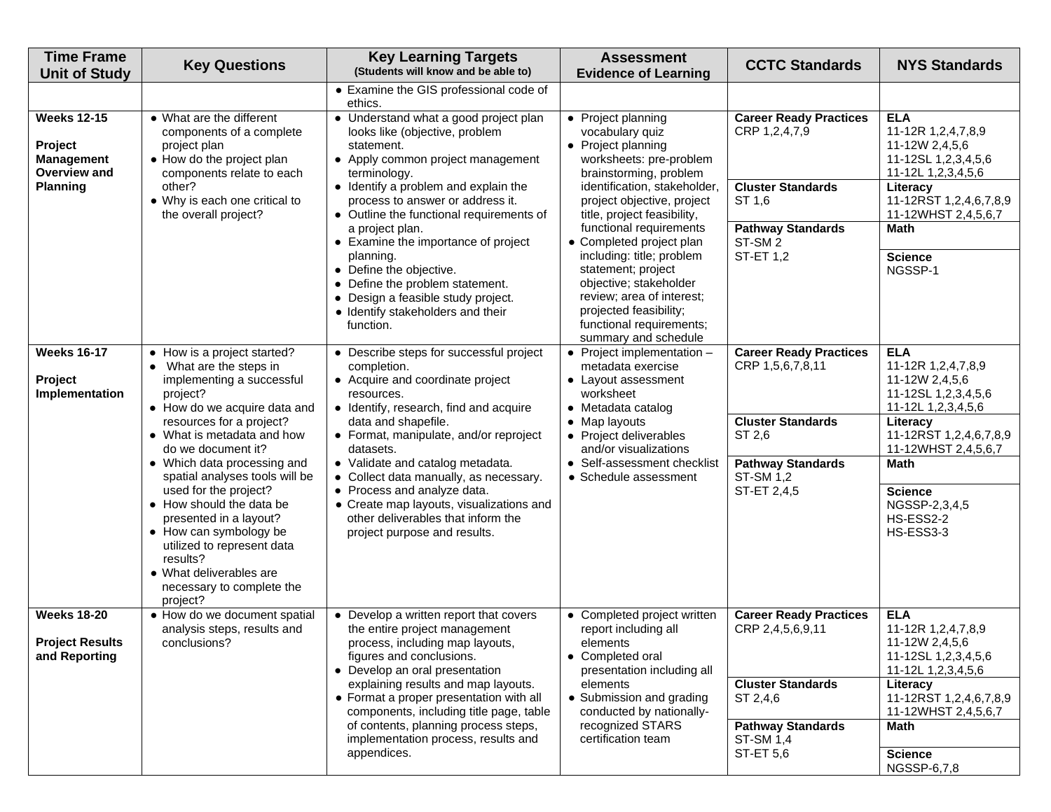| Time Frame Unit of Study | Key Questions | Key Learning Targets (Students will know and be able to) | Assessment Evidence of Learning | CCTC Standards | NYS Standards |
|---|---|---|---|---|---|
| | | • Examine the GIS professional code of ethics. | | | |
| **Weeks 12-15**<br><br>**Project Management Overview and Planning** | • What are the different components of a complete project plan<br>• How do the project plan components relate to each other?<br>• Why is each one critical to the overall project? | • Understand what a good project plan looks like (objective, problem statement.<br>• Apply common project management terminology.<br>• Identify a problem and explain the process to answer or address it.<br>• Outline the functional requirements of a project plan.<br>• Examine the importance of project planning.<br>• Define the objective.<br>• Define the problem statement.<br>• Design a feasible study project.<br>• Identify stakeholders and their function. | • Project planning vocabulary quiz<br>• Project planning worksheets: pre-problem brainstorming, problem identification, stakeholder, project objective, project title, project feasibility, functional requirements<br>• Completed project plan including: title; problem statement; project objective; stakeholder review; area of interest; projected feasibility; functional requirements; summary and schedule | **Career Ready Practices**<br>CRP 1,2,4,7,9<br><br>**Cluster Standards**<br>ST 1,6<br><br>**Pathway Standards**<br>ST-SM 2<br>ST-ET 1,2 | **ELA**<br>11-12R 1,2,4,7,8,9<br>11-12W 2,4,5,6<br>11-12SL 1,2,3,4,5,6<br>11-12L 1,2,3,4,5,6<br><br>**Literacy**<br>11-12RST 1,2,4,6,7,8,9<br>11-12WHST 2,4,5,6,7<br><br>**Math**<br><br>**Science**<br>NGSSP-1 |
| **Weeks 16-17**<br><br>**Project Implementation** | • How is a project started?<br>• What are the steps in implementing a successful project?<br>• How do we acquire data and resources for a project?<br>• What is metadata and how do we document it?<br>• Which data processing and spatial analyses tools will be used for the project?<br>• How should the data be presented in a layout?<br>• How can symbology be utilized to represent data results?<br>• What deliverables are necessary to complete the project? | • Describe steps for successful project completion.<br>• Acquire and coordinate project resources.<br>• Identify, research, find and acquire data and shapefile.<br>• Format, manipulate, and/or reproject datasets.<br>• Validate and catalog metadata.<br>• Collect data manually, as necessary.<br>• Process and analyze data.<br>• Create map layouts, visualizations and other deliverables that inform the project purpose and results. | • Project implementation – metadata exercise<br>• Layout assessment worksheet<br>• Metadata catalog<br>• Map layouts<br>• Project deliverables and/or visualizations<br>• Self-assessment checklist<br>• Schedule assessment | **Career Ready Practices**<br>CRP 1,5,6,7,8,11<br><br>**Cluster Standards**<br>ST 2,6<br><br>**Pathway Standards**<br>ST-SM 1,2<br>ST-ET 2,4,5 | **ELA**<br>11-12R 1,2,4,7,8,9<br>11-12W 2,4,5,6<br>11-12SL 1,2,3,4,5,6<br>11-12L 1,2,3,4,5,6<br><br>**Literacy**<br>11-12RST 1,2,4,6,7,8,9<br>11-12WHST 2,4,5,6,7<br><br>**Math**<br><br>**Science**<br>NGSSP-2,3,4,5<br>HS-ESS2-2<br>HS-ESS3-3 |
| **Weeks 18-20**<br><br>**Project Results and Reporting** | • How do we document spatial analysis steps, results and conclusions? | • Develop a written report that covers the entire project management process, including map layouts, figures and conclusions.<br>• Develop an oral presentation explaining results and map layouts.<br>• Format a proper presentation with all components, including title page, table of contents, planning process steps, implementation process, results and appendices. | • Completed project written report including all elements<br>• Completed oral presentation including all elements<br>• Submission and grading conducted by nationally-recognized STARS certification team | **Career Ready Practices**<br>CRP 2,4,5,6,9,11<br><br>**Cluster Standards**<br>ST 2,4,6<br><br>**Pathway Standards**<br>ST-SM 1,4<br>ST-ET 5,6 | **ELA**<br>11-12R 1,2,4,7,8,9<br>11-12W 2,4,5,6<br>11-12SL 1,2,3,4,5,6<br>11-12L 1,2,3,4,5,6<br><br>**Literacy**<br>11-12RST 1,2,4,6,7,8,9<br>11-12WHST 2,4,5,6,7<br><br>**Math**<br><br>**Science**<br>NGSSP-6,7,8 |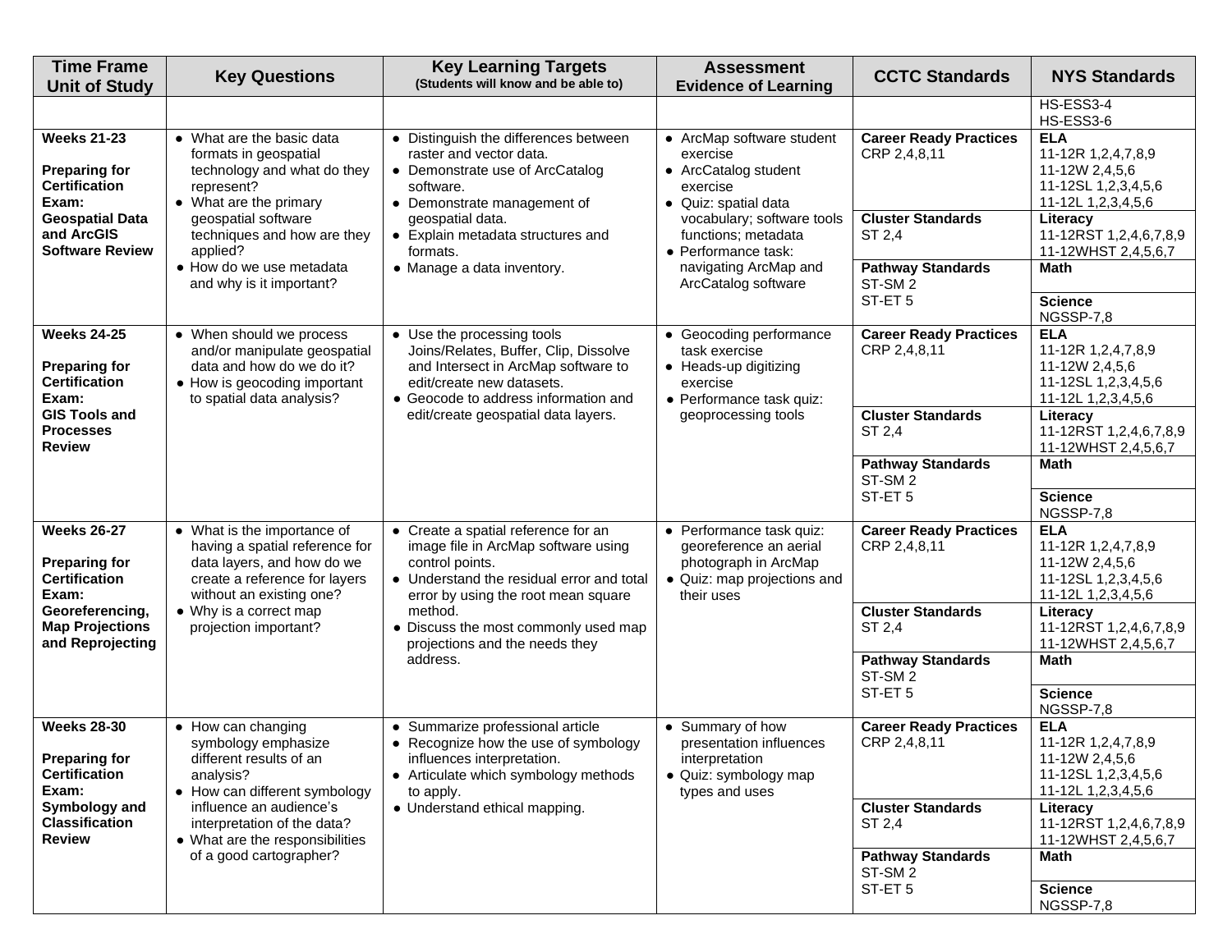| Time Frame Unit of Study | Key Questions | Key Learning Targets (Students will know and be able to) | Assessment Evidence of Learning | CCTC Standards | NYS Standards |
|---|---|---|---|---|---|
| | | | | | HS-ESS3-4<br>HS-ESS3-6 |
| **Weeks 21-23**<br><br>**Preparing for Certification Exam: Geospatial Data and ArcGIS Software Review** | • What are the basic data formats in geospatial technology and what do they represent?<br>• What are the primary geospatial software techniques and how are they applied?<br>• How do we use metadata and why is it important? | • Distinguish the differences between raster and vector data.<br>• Demonstrate use of ArcCatalog software.<br>• Demonstrate management of geospatial data.<br>• Explain metadata structures and formats.<br>• Manage a data inventory. | • ArcMap software student exercise<br>• ArcCatalog student exercise<br>• Quiz: spatial data vocabulary; software tools functions; metadata<br>• Performance task: navigating ArcMap and ArcCatalog software | **Career Ready Practices**<br>CRP 2,4,8,11<br><br>**Cluster Standards**<br>ST 2,4<br><br>**Pathway Standards**<br>ST-SM 2<br>ST-ET 5 | **ELA**<br>11-12R 1,2,4,7,8,9<br>11-12W 2,4,5,6<br>11-12SL 1,2,3,4,5,6<br>11-12L 1,2,3,4,5,6<br>**Literacy**<br>11-12RST 1,2,4,6,7,8,9<br>11-12WHST 2,4,5,6,7<br>**Math**<br><br>**Science**<br>NGSSP-7,8 |
| **Weeks 24-25**<br><br>**Preparing for Certification Exam: GIS Tools and Processes Review** | • When should we process and/or manipulate geospatial data and how do we do it?<br>• How is geocoding important to spatial data analysis? | • Use the processing tools Joins/Relates, Buffer, Clip, Dissolve and Intersect in ArcMap software to edit/create new datasets.<br>• Geocode to address information and edit/create geospatial data layers. | • Geocoding performance task exercise<br>• Heads-up digitizing exercise<br>• Performance task quiz: geoprocessing tools | **Career Ready Practices**<br>CRP 2,4,8,11<br><br>**Cluster Standards**<br>ST 2,4<br><br>**Pathway Standards**<br>ST-SM 2<br>ST-ET 5 | **ELA**<br>11-12R 1,2,4,7,8,9<br>11-12W 2,4,5,6<br>11-12SL 1,2,3,4,5,6<br>11-12L 1,2,3,4,5,6<br>**Literacy**<br>11-12RST 1,2,4,6,7,8,9<br>11-12WHST 2,4,5,6,7<br>**Math**<br><br>**Science**<br>NGSSP-7,8 |
| **Weeks 26-27**<br><br>**Preparing for Certification Exam: Georeferencing, Map Projections and Reprojecting** | • What is the importance of having a spatial reference for data layers, and how do we create a reference for layers without an existing one?<br>• Why is a correct map projection important? | • Create a spatial reference for an image file in ArcMap software using control points.<br>• Understand the residual error and total error by using the root mean square method.<br>• Discuss the most commonly used map projections and the needs they address. | • Performance task quiz: georeference an aerial photograph in ArcMap<br>• Quiz: map projections and their uses | **Career Ready Practices**<br>CRP 2,4,8,11<br><br>**Cluster Standards**<br>ST 2,4<br><br>**Pathway Standards**<br>ST-SM 2<br>ST-ET 5 | **ELA**<br>11-12R 1,2,4,7,8,9<br>11-12W 2,4,5,6<br>11-12SL 1,2,3,4,5,6<br>11-12L 1,2,3,4,5,6<br>**Literacy**<br>11-12RST 1,2,4,6,7,8,9<br>11-12WHST 2,4,5,6,7<br>**Math**<br><br>**Science**<br>NGSSP-7,8 |
| **Weeks 28-30**<br><br>**Preparing for Certification Exam: Symbology and Classification Review** | • How can changing symbology emphasize different results of an analysis?<br>• How can different symbology influence an audience's interpretation of the data?<br>• What are the responsibilities of a good cartographer? | • Summarize professional article<br>• Recognize how the use of symbology influences interpretation.<br>• Articulate which symbology methods to apply.<br>• Understand ethical mapping. | • Summary of how presentation influences interpretation<br>• Quiz: symbology map types and uses | **Career Ready Practices**<br>CRP 2,4,8,11<br><br>**Cluster Standards**<br>ST 2,4<br><br>**Pathway Standards**<br>ST-SM 2<br>ST-ET 5 | **ELA**<br>11-12R 1,2,4,7,8,9<br>11-12W 2,4,5,6<br>11-12SL 1,2,3,4,5,6<br>11-12L 1,2,3,4,5,6<br>**Literacy**<br>11-12RST 1,2,4,6,7,8,9<br>11-12WHST 2,4,5,6,7<br>**Math**<br><br>**Science**<br>NGSSP-7,8 |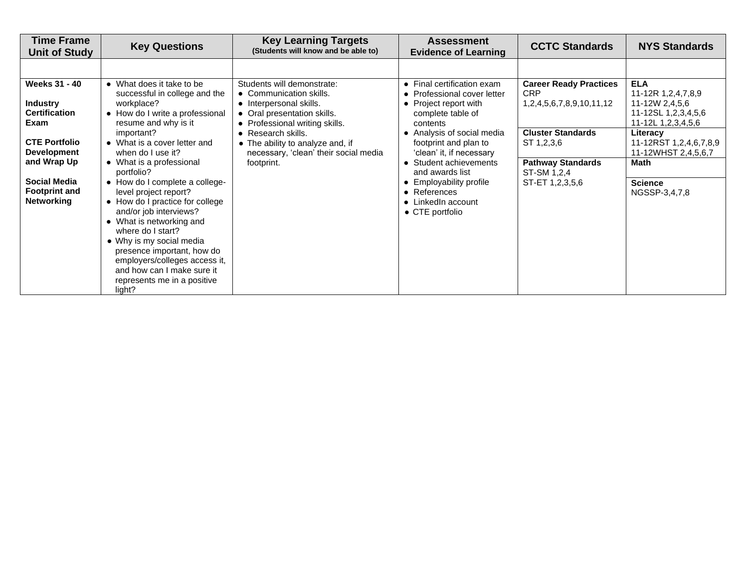| Time Frame Unit of Study | Key Questions | Key Learning Targets (Students will know and be able to) | Assessment Evidence of Learning | CCTC Standards | NYS Standards |
|---|---|---|---|---|---|
| | | | | | |
| **Weeks 31 - 40**<br><br>**Industry Certification Exam**<br><br>**CTE Portfolio Development and Wrap Up**<br><br>**Social Media Footprint and Networking** | • What does it take to be successful in college and the workplace?<br>• How do I write a professional resume and why is it important?<br>• What is a cover letter and when do I use it?<br>• What is a professional portfolio?<br>• How do I complete a college-level project report?<br>• How do I practice for college and/or job interviews?<br>• What is networking and where do I start?<br>• Why is my social media presence important, how do employers/colleges access it, and how can I make sure it represents me in a positive light? | Students will demonstrate:<br>• Communication skills.<br>• Interpersonal skills.<br>• Oral presentation skills.<br>• Professional writing skills.<br>• Research skills.<br>• The ability to analyze and, if necessary, 'clean' their social media footprint. | • Final certification exam<br>• Professional cover letter<br>• Project report with complete table of contents<br>• Analysis of social media footprint and plan to 'clean' it, if necessary<br>• Student achievements and awards list<br>• Employability profile<br>• References<br>• LinkedIn account<br>• CTE portfolio | **Career Ready Practices**<br>CRP 1,2,4,5,6,7,8,9,10,11,12<br><br>**Cluster Standards**<br>ST 1,2,3,6<br><br>**Pathway Standards**<br>ST-SM 1,2,4<br>ST-ET 1,2,3,5,6 | **ELA**<br>11-12R 1,2,4,7,8,9<br>11-12W 2,4,5,6<br>11-12SL 1,2,3,4,5,6<br>11-12L 1,2,3,4,5,6<br><br>**Literacy**<br>11-12RST 1,2,4,6,7,8,9<br>11-12WHST 2,4,5,6,7<br><br>**Math**<br><br>**Science**<br>NGSSP-3,4,7,8 |